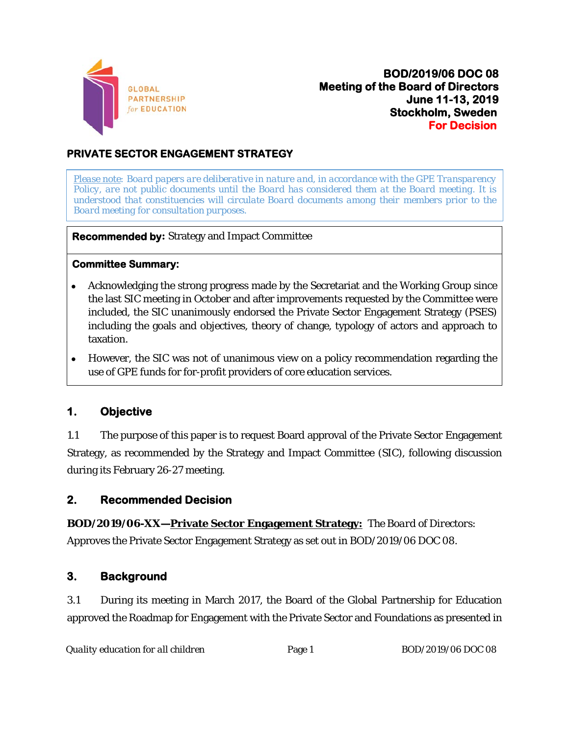**BOD/2019/06 DOC 08**
**Meeting of the Board of Directors**
**June 11-13, 2019**
**Stockholm, Sweden**
**For Decision**

## PRIVATE SECTOR ENGAGEMENT STRATEGY

*Please note: Board papers are deliberative in nature and, in accordance with the GPE Transparency Policy, are not public documents until the Board has considered them at the Board meeting. It is understood that constituencies will circulate Board documents among their members prior to the Board meeting for consultation purposes.*

**Recommended by:** Strategy and Impact Committee

**Committee Summary:**

- Acknowledging the strong progress made by the Secretariat and the Working Group since the last SIC meeting in October and after improvements requested by the Committee were included, the SIC unanimously endorsed the Private Sector Engagement Strategy (PSES) including the goals and objectives, theory of change, typology of actors and approach to taxation.
- However, the SIC was not of unanimous view on a policy recommendation regarding the use of GPE funds for for-profit providers of core education services.

## 1. Objective

1.1 The purpose of this paper is to request Board approval of the Private Sector Engagement Strategy, as recommended by the Strategy and Impact Committee (SIC), following discussion during its February 26-27 meeting.

## 2. Recommended Decision

**BOD/2019/06-XX—Private Sector Engagement Strategy:** *The Board of Directors:* Approves the Private Sector Engagement Strategy as set out in BOD/2019/06 DOC 08.

## 3. Background

3.1 During its meeting in March 2017, the Board of the Global Partnership for Education approved the Roadmap for Engagement with the Private Sector and Foundations as presented in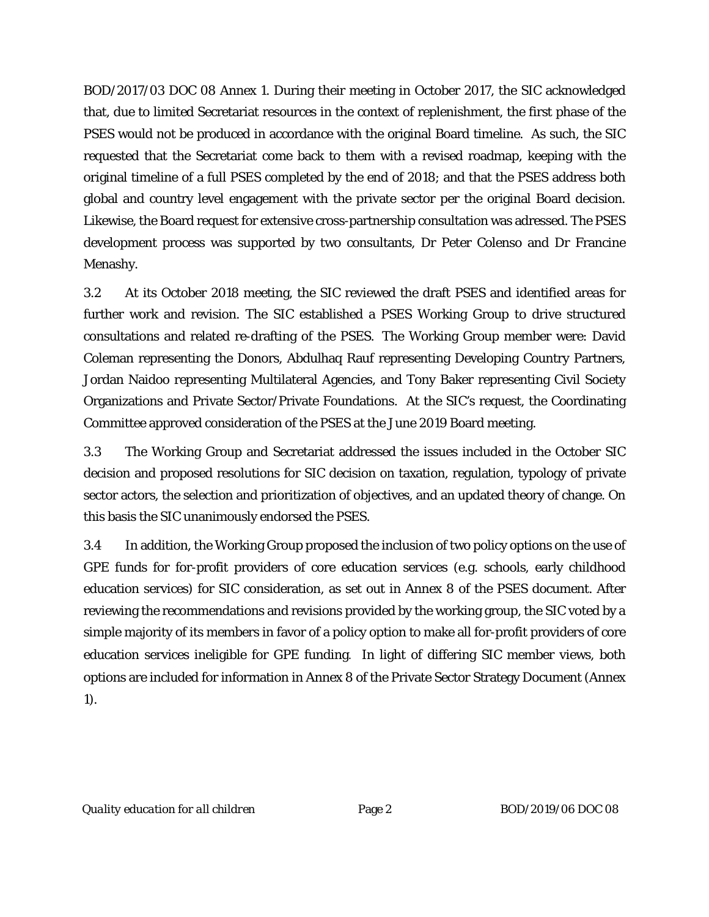BOD/2017/03 DOC 08 Annex 1. During their meeting in October 2017, the SIC acknowledged that, due to limited Secretariat resources in the context of replenishment, the first phase of the PSES would not be produced in accordance with the original Board timeline. As such, the SIC requested that the Secretariat come back to them with a revised roadmap, keeping with the original timeline of a full PSES completed by the end of 2018; and that the PSES address both global and country level engagement with the private sector per the original Board decision. Likewise, the Board request for extensive cross-partnership consultation was adressed. The PSES development process was supported by two consultants, Dr Peter Colenso and Dr Francine Menashy.

3.2 At its October 2018 meeting, the SIC reviewed the draft PSES and identified areas for further work and revision. The SIC established a PSES Working Group to drive structured consultations and related re-drafting of the PSES. The Working Group member were: David Coleman representing the Donors, Abdulhaq Rauf representing Developing Country Partners, Jordan Naidoo representing Multilateral Agencies, and Tony Baker representing Civil Society Organizations and Private Sector/Private Foundations. At the SIC's request, the Coordinating Committee approved consideration of the PSES at the June 2019 Board meeting.

3.3 The Working Group and Secretariat addressed the issues included in the October SIC decision and proposed resolutions for SIC decision on taxation, regulation, typology of private sector actors, the selection and prioritization of objectives, and an updated theory of change. On this basis the SIC unanimously endorsed the PSES.

3.4 In addition, the Working Group proposed the inclusion of two policy options on the use of GPE funds for for-profit providers of core education services (e.g. schools, early childhood education services) for SIC consideration, as set out in Annex 8 of the PSES document. After reviewing the recommendations and revisions provided by the working group, the SIC voted by a simple majority of its members in favor of a policy option to make all for-profit providers of core education services ineligible for GPE funding. In light of differing SIC member views, both options are included for information in Annex 8 of the Private Sector Strategy Document (Annex 1).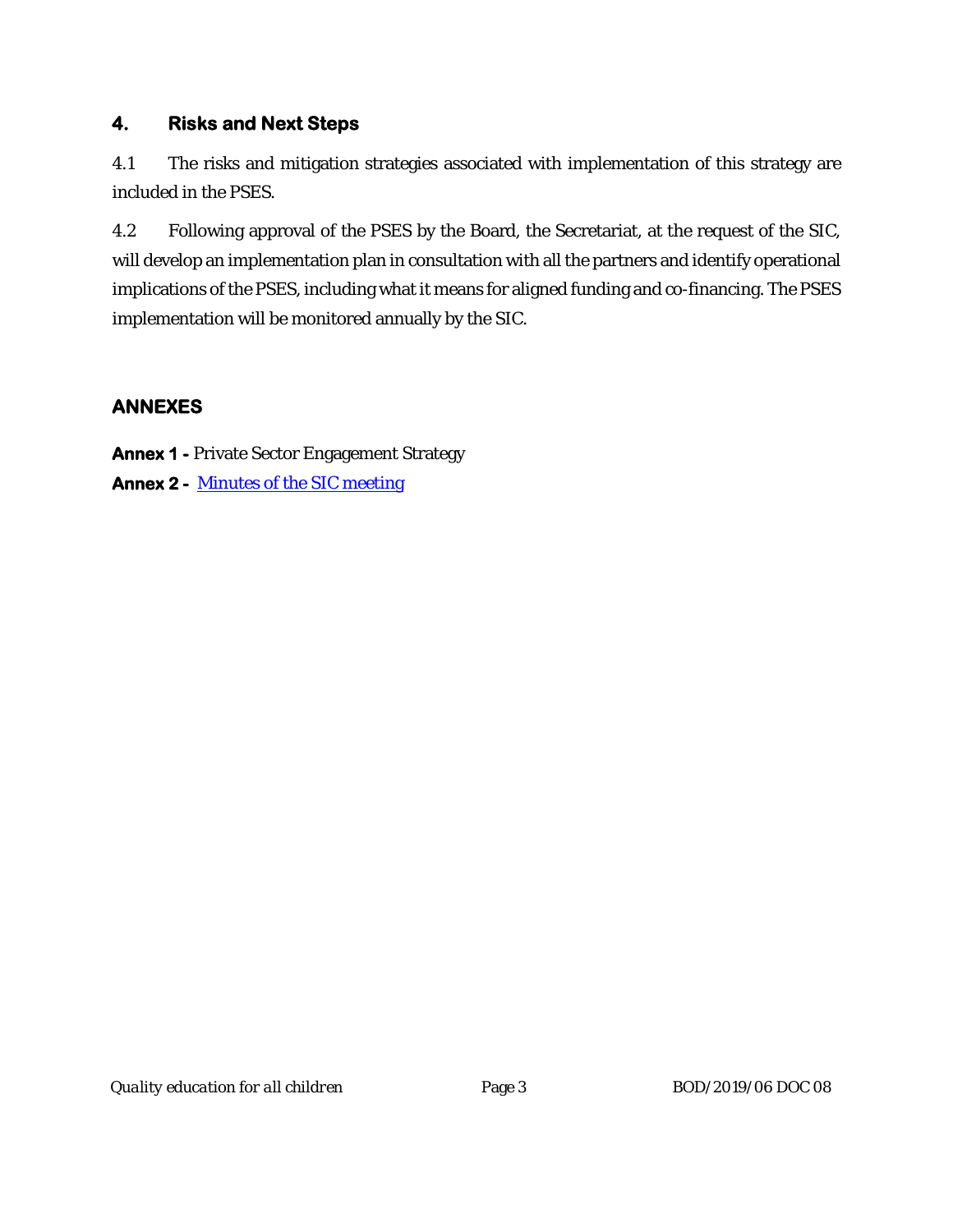## 4. Risks and Next Steps

4.1 The risks and mitigation strategies associated with implementation of this strategy are included in the PSES.

4.2 Following approval of the PSES by the Board, the Secretariat, at the request of the SIC, will develop an implementation plan in consultation with all the partners and identify operational implications of the PSES, including what it means for aligned funding and co-financing. The PSES implementation will be monitored annually by the SIC.

## ANNEXES

**Annex 1 -** Private Sector Engagement Strategy

**Annex 2 -** Minutes of the SIC meeting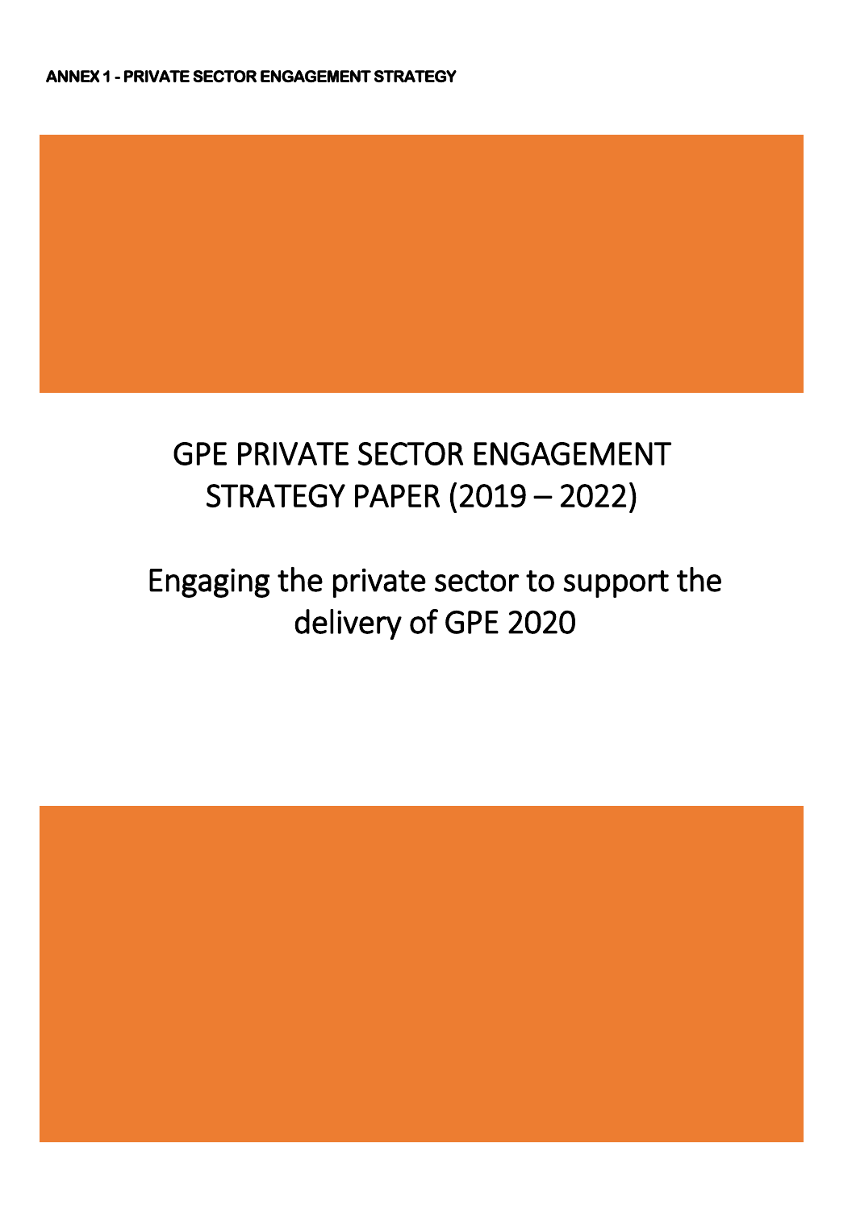ANNEX 1 - PRIVATE SECTOR ENGAGEMENT STRATEGY

# GPE PRIVATE SECTOR ENGAGEMENT STRATEGY PAPER (2019 – 2022)

## Engaging the private sector to support the delivery of GPE 2020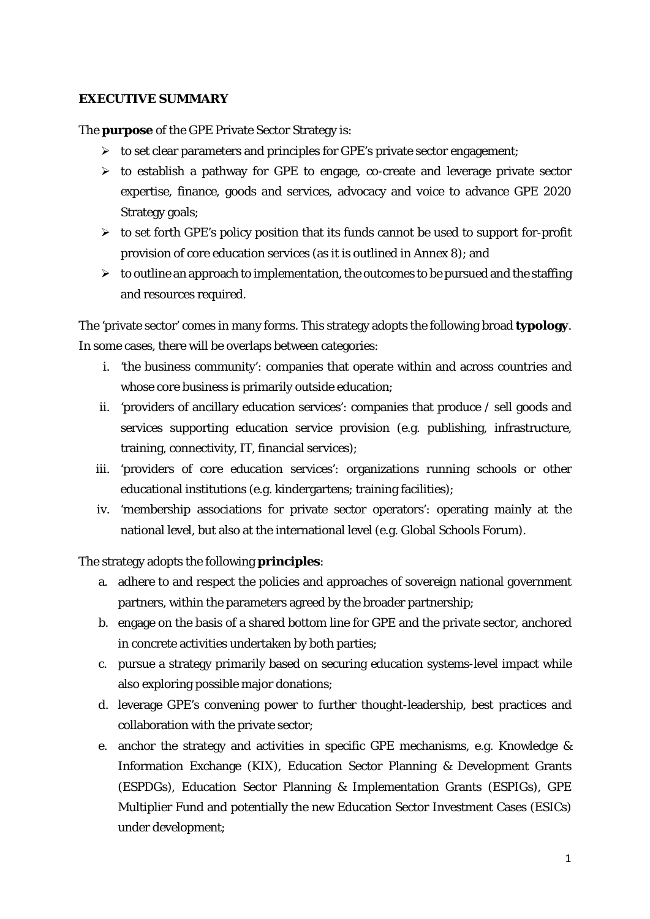**EXECUTIVE SUMMARY**

The **purpose** of the GPE Private Sector Strategy is:

- to set clear parameters and principles for GPE's private sector engagement;
- to establish a pathway for GPE to engage, co-create and leverage private sector expertise, finance, goods and services, advocacy and voice to advance GPE 2020 Strategy goals;
- to set forth GPE's policy position that its funds cannot be used to support for-profit provision of core education services (as it is outlined in Annex 8); and
- to outline an approach to implementation, the outcomes to be pursued and the staffing and resources required.

The 'private sector' comes in many forms. This strategy adopts the following broad **typology**. In some cases, there will be overlaps between categories:

i. 'the business community': companies that operate within and across countries and whose core business is primarily outside education;
ii. 'providers of ancillary education services': companies that produce / sell goods and services supporting education service provision (e.g. publishing, infrastructure, training, connectivity, IT, financial services);
iii. 'providers of core education services': organizations running schools or other educational institutions (e.g. kindergartens; training facilities);
iv. 'membership associations for private sector operators': operating mainly at the national level, but also at the international level (e.g. Global Schools Forum).

The strategy adopts the following **principles**:

a. adhere to and respect the policies and approaches of sovereign national government partners, within the parameters agreed by the broader partnership;
b. engage on the basis of a shared bottom line for GPE and the private sector, anchored in concrete activities undertaken by both parties;
c. pursue a strategy primarily based on securing education systems-level impact while also exploring possible major donations;
d. leverage GPE's convening power to further thought-leadership, best practices and collaboration with the private sector;
e. anchor the strategy and activities in specific GPE mechanisms, e.g. Knowledge & Information Exchange (KIX), Education Sector Planning & Development Grants (ESPDGs), Education Sector Planning & Implementation Grants (ESPIGs), GPE Multiplier Fund and potentially the new Education Sector Investment Cases (ESICs) under development;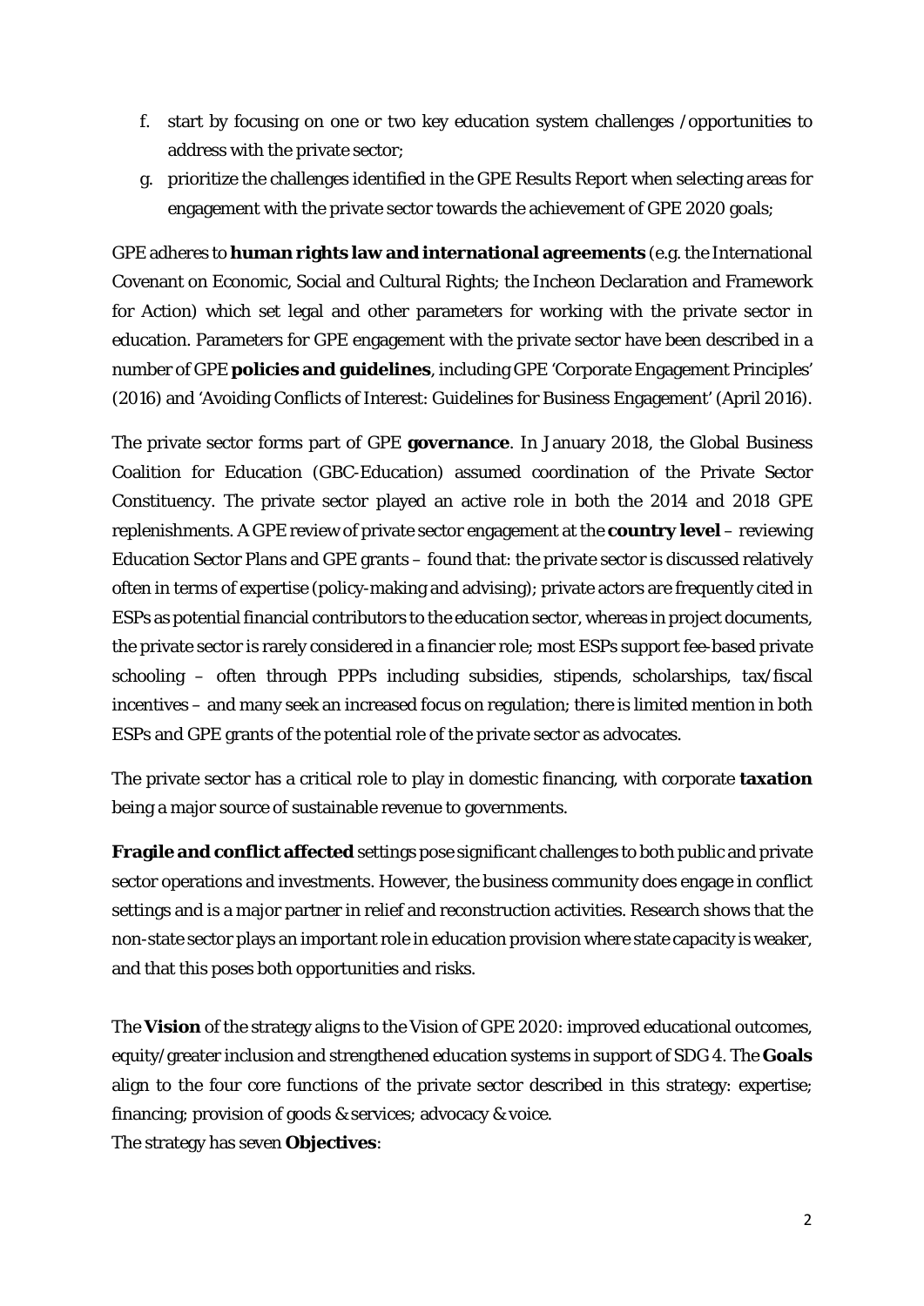f. start by focusing on one or two key education system challenges /opportunities to address with the private sector;
g. prioritize the challenges identified in the GPE Results Report when selecting areas for engagement with the private sector towards the achievement of GPE 2020 goals;

GPE adheres to **human rights law and international agreements** (e.g. the International Covenant on Economic, Social and Cultural Rights; the Incheon Declaration and Framework for Action) which set legal and other parameters for working with the private sector in education. Parameters for GPE engagement with the private sector have been described in a number of GPE **policies and guidelines**, including GPE 'Corporate Engagement Principles' (2016) and 'Avoiding Conflicts of Interest: Guidelines for Business Engagement' (April 2016).

The private sector forms part of GPE **governance**. In January 2018, the Global Business Coalition for Education (GBC-Education) assumed coordination of the Private Sector Constituency. The private sector played an active role in both the 2014 and 2018 GPE replenishments. A GPE review of private sector engagement at the **country level** – reviewing Education Sector Plans and GPE grants – found that: the private sector is discussed relatively often in terms of expertise (policy-making and advising); private actors are frequently cited in ESPs as potential financial contributors to the education sector, whereas in project documents, the private sector is rarely considered in a financier role; most ESPs support fee-based private schooling – often through PPPs including subsidies, stipends, scholarships, tax/fiscal incentives – and many seek an increased focus on regulation; there is limited mention in both ESPs and GPE grants of the potential role of the private sector as advocates.

The private sector has a critical role to play in domestic financing, with corporate **taxation** being a major source of sustainable revenue to governments.

**Fragile and conflict affected** settings pose significant challenges to both public and private sector operations and investments. However, the business community does engage in conflict settings and is a major partner in relief and reconstruction activities. Research shows that the non-state sector plays an important role in education provision where state capacity is weaker, and that this poses both opportunities and risks.

The **Vision** of the strategy aligns to the Vision of GPE 2020: improved educational outcomes, equity/greater inclusion and strengthened education systems in support of SDG 4. The **Goals** align to the four core functions of the private sector described in this strategy: expertise; financing; provision of goods & services; advocacy & voice.
The strategy has seven **Objectives**: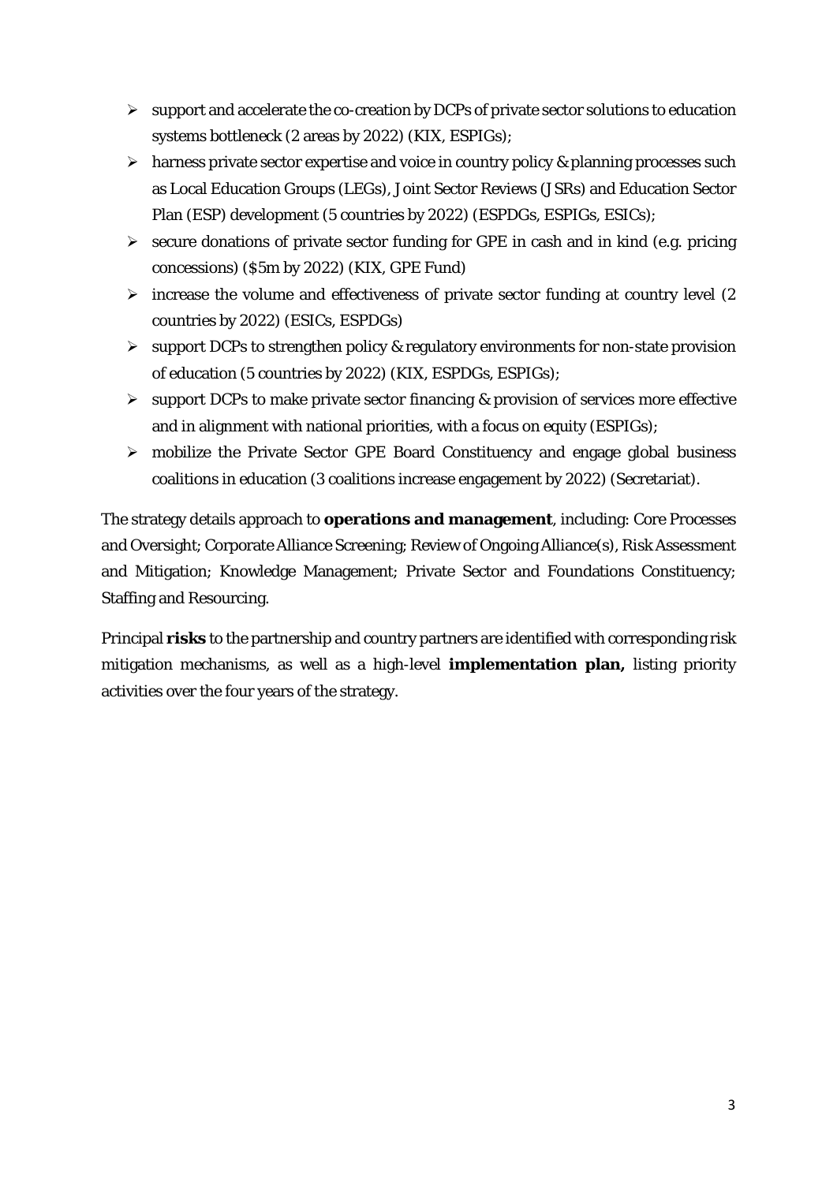- support and accelerate the co-creation by DCPs of private sector solutions to education systems bottleneck (2 areas by 2022) (KIX, ESPIGs);
- harness private sector expertise and voice in country policy & planning processes such as Local Education Groups (LEGs), Joint Sector Reviews (JSRs) and Education Sector Plan (ESP) development (5 countries by 2022) (ESPDGs, ESPIGs, ESICs);
- secure donations of private sector funding for GPE in cash and in kind (e.g. pricing concessions) ($5m by 2022) (KIX, GPE Fund)
- increase the volume and effectiveness of private sector funding at country level (2 countries by 2022) (ESICs, ESPDGs)
- support DCPs to strengthen policy & regulatory environments for non-state provision of education (5 countries by 2022) (KIX, ESPDGs, ESPIGs);
- support DCPs to make private sector financing & provision of services more effective and in alignment with national priorities, with a focus on equity (ESPIGs);
- mobilize the Private Sector GPE Board Constituency and engage global business coalitions in education (3 coalitions increase engagement by 2022) (Secretariat).

The strategy details approach to **operations and management**, including: Core Processes and Oversight; Corporate Alliance Screening; Review of Ongoing Alliance(s), Risk Assessment and Mitigation; Knowledge Management; Private Sector and Foundations Constituency; Staffing and Resourcing.

Principal **risks** to the partnership and country partners are identified with corresponding risk mitigation mechanisms, as well as a high-level **implementation plan,** listing priority activities over the four years of the strategy.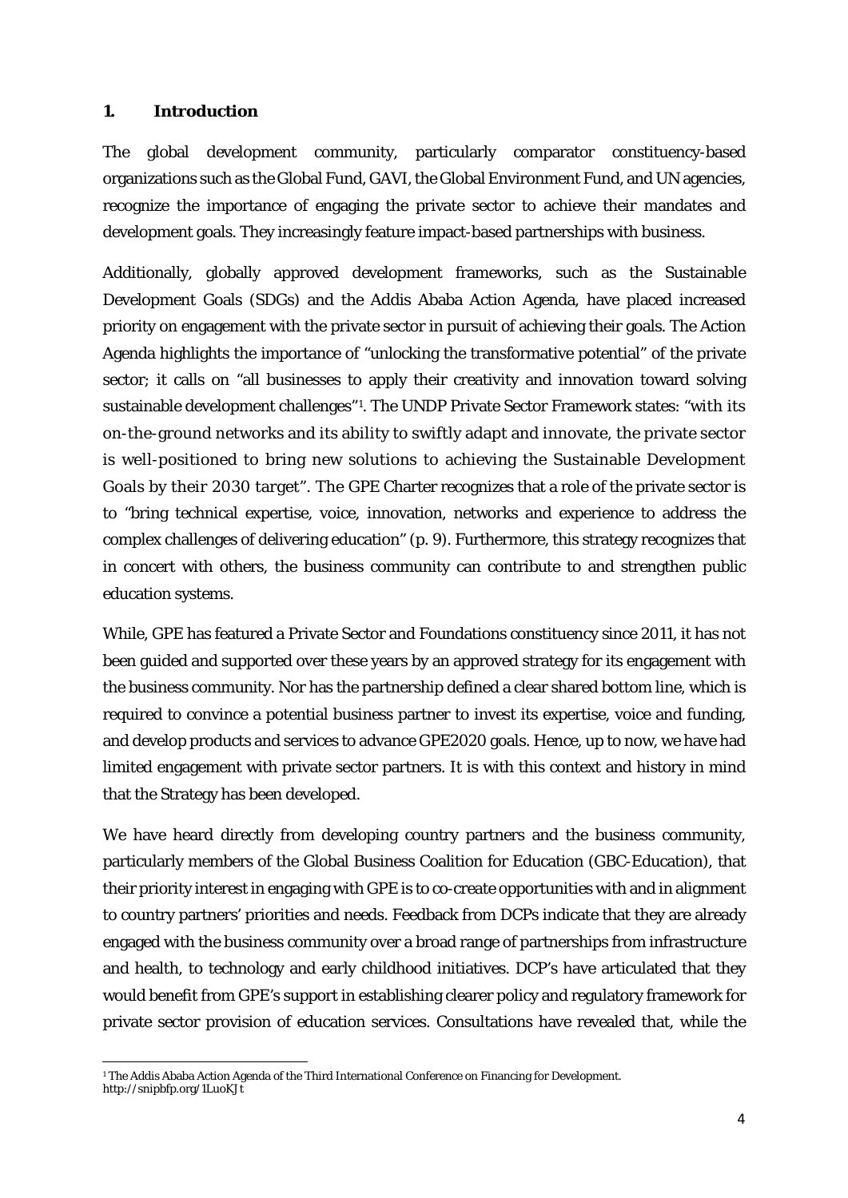## 1. Introduction

The global development community, particularly comparator constituency-based organizations such as the Global Fund, GAVI, the Global Environment Fund, and UN agencies, recognize the importance of engaging the private sector to achieve their mandates and development goals. They increasingly feature impact-based partnerships with business.

Additionally, globally approved development frameworks, such as the Sustainable Development Goals (SDGs) and the Addis Ababa Action Agenda, have placed increased priority on engagement with the private sector in pursuit of achieving their goals. The Action Agenda highlights the importance of "unlocking the transformative potential" of the private sector; it calls on "all businesses to apply their creativity and innovation toward solving sustainable development challenges"[1]. The UNDP Private Sector Framework states: "with its on-the-ground networks and its ability to swiftly adapt and innovate, the private sector is well-positioned to bring new solutions to achieving the Sustainable Development Goals by their 2030 target". The GPE Charter recognizes that a role of the private sector is to "bring technical expertise, voice, innovation, networks and experience to address the complex challenges of delivering education" (p. 9). Furthermore, this strategy recognizes that in concert with others, the business community can contribute to and strengthen public education systems.

While, GPE has featured a Private Sector and Foundations constituency since 2011, it has not been guided and supported over these years by an approved strategy for its engagement with the business community. Nor has the partnership defined a clear shared bottom line, which is required to convince a potential business partner to invest its expertise, voice and funding, and develop products and services to advance GPE2020 goals. Hence, up to now, we have had limited engagement with private sector partners. It is with this context and history in mind that the Strategy has been developed.

We have heard directly from developing country partners and the business community, particularly members of the Global Business Coalition for Education (GBC-Education), that their priority interest in engaging with GPE is to co-create opportunities with and in alignment to country partners' priorities and needs. Feedback from DCPs indicate that they are already engaged with the business community over a broad range of partnerships from infrastructure and health, to technology and early childhood initiatives. DCP's have articulated that they would benefit from GPE's support in establishing clearer policy and regulatory framework for private sector provision of education services. Consultations have revealed that, while the

[1] The Addis Ababa Action Agenda of the Third International Conference on Financing for Development. http://snipbfp.org/1LuoKJt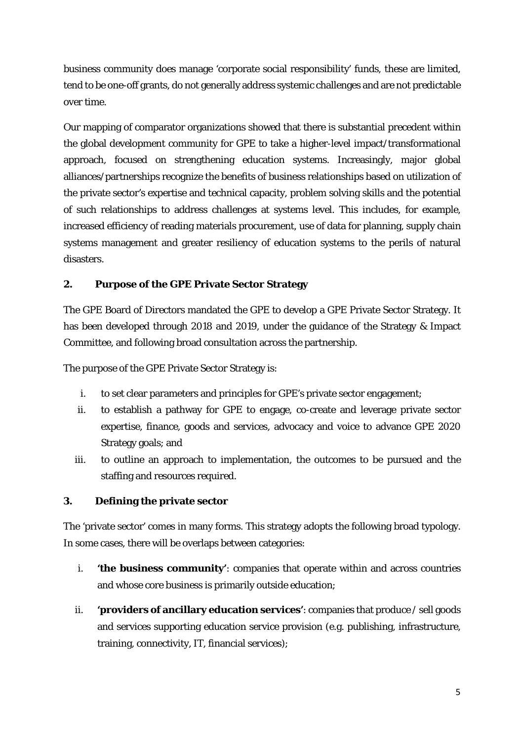business community does manage 'corporate social responsibility' funds, these are limited, tend to be one-off grants, do not generally address systemic challenges and are not predictable over time.

Our mapping of comparator organizations showed that there is substantial precedent within the global development community for GPE to take a higher-level impact/transformational approach, focused on strengthening education systems. Increasingly, major global alliances/partnerships recognize the benefits of business relationships based on utilization of the private sector's expertise and technical capacity, problem solving skills and the potential of such relationships to address challenges at systems level. This includes, for example, increased efficiency of reading materials procurement, use of data for planning, supply chain systems management and greater resiliency of education systems to the perils of natural disasters.

## 2. Purpose of the GPE Private Sector Strategy

The GPE Board of Directors mandated the GPE to develop a GPE Private Sector Strategy. It has been developed through 2018 and 2019, under the guidance of the Strategy & Impact Committee, and following broad consultation across the partnership.

The purpose of the GPE Private Sector Strategy is:

i. to set clear parameters and principles for GPE's private sector engagement;
ii. to establish a pathway for GPE to engage, co-create and leverage private sector expertise, finance, goods and services, advocacy and voice to advance GPE 2020 Strategy goals; and
iii. to outline an approach to implementation, the outcomes to be pursued and the staffing and resources required.

## 3. Defining the private sector

The 'private sector' comes in many forms. This strategy adopts the following broad typology. In some cases, there will be overlaps between categories:

i. **'the business community'**: companies that operate within and across countries and whose core business is primarily outside education;
ii. **'providers of ancillary education services'**: companies that produce / sell goods and services supporting education service provision (e.g. publishing, infrastructure, training, connectivity, IT, financial services);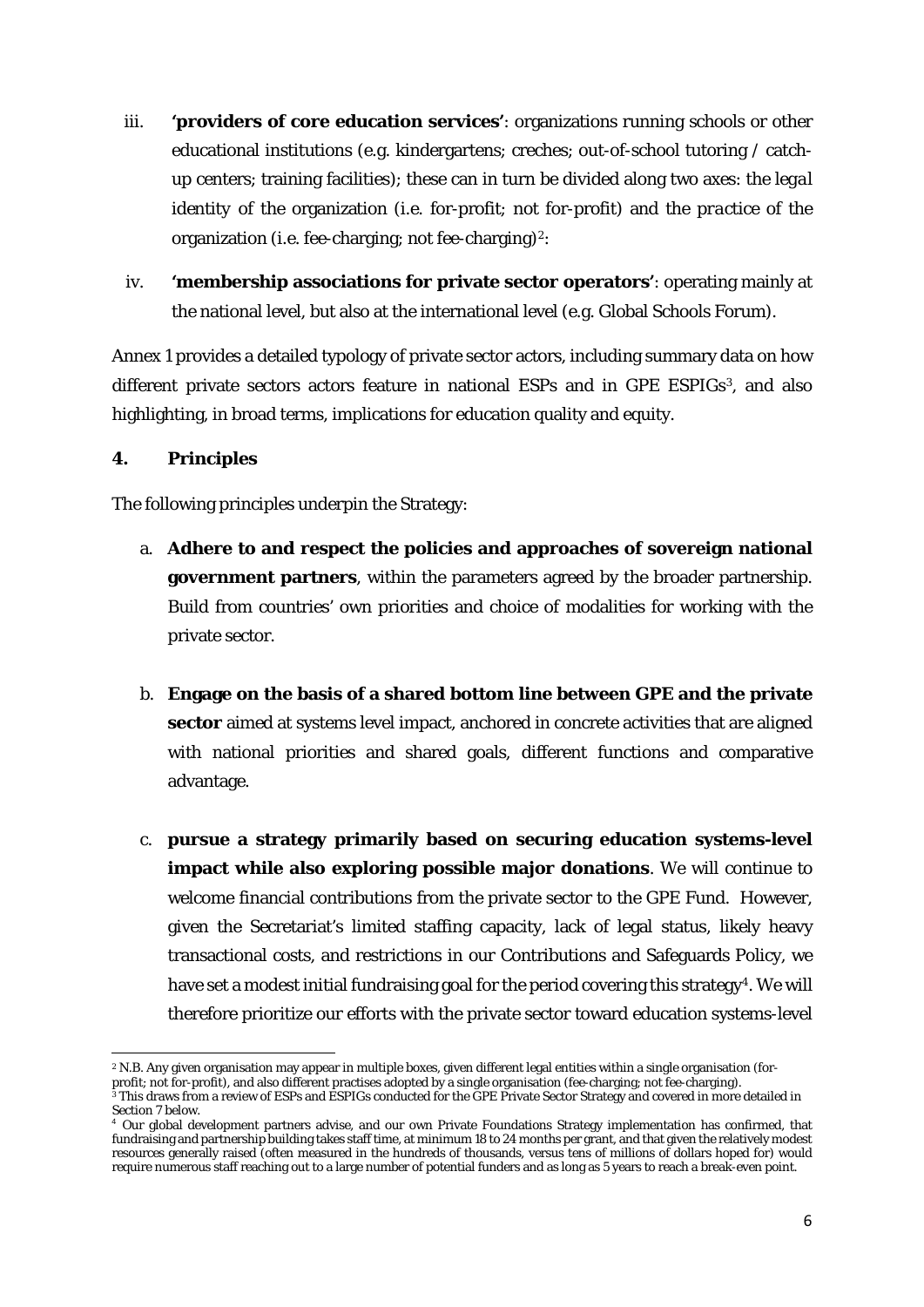iii. **'providers of core education services'**: organizations running schools or other educational institutions (e.g. kindergartens; creches; out-of-school tutoring / catch-up centers; training facilities); these can in turn be divided along two axes: the *legal identity* of the organization (i.e. for-profit; not for-profit) and the *practice* of the organization (i.e. fee-charging; not fee-charging)[2]:

iv. **'membership associations for private sector operators'**: operating mainly at the national level, but also at the international level (e.g. Global Schools Forum).

Annex 1 provides a detailed typology of private sector actors, including summary data on how different private sectors actors feature in national ESPs and in GPE ESPIGs[3], and also highlighting, in broad terms, implications for education quality and equity.

## 4. Principles

The following principles underpin the Strategy:

a. **Adhere to and respect the policies and approaches of sovereign national government partners**, within the parameters agreed by the broader partnership. Build from countries' own priorities and choice of modalities for working with the private sector.

b. **Engage on the basis of a shared bottom line between GPE and the private sector** aimed at systems level impact, anchored in concrete activities that are aligned with national priorities and shared goals, different functions and comparative advantage.

c. **pursue a strategy primarily based on securing education systems-level impact while also exploring possible major donations**. We will continue to welcome financial contributions from the private sector to the GPE Fund. However, given the Secretariat's limited staffing capacity, lack of legal status, likely heavy transactional costs, and restrictions in our Contributions and Safeguards Policy, we have set a modest initial fundraising goal for the period covering this strategy[4]. We will therefore prioritize our efforts with the private sector toward education systems-level

---

[2] N.B. Any given organisation may appear in multiple boxes, given different legal entities within a single organisation (for-profit; not for-profit), and also different practises adopted by a single organisation (fee-charging; not fee-charging).

[3] This draws from a review of ESPs and ESPIGs conducted for the GPE Private Sector Strategy and covered in more detailed in Section 7 below.

[4] Our global development partners advise, and our own Private Foundations Strategy implementation has confirmed, that fundraising and partnership building takes staff time, at minimum 18 to 24 months per grant, and that given the relatively modest resources generally raised (often measured in the hundreds of thousands, versus tens of millions of dollars hoped for) would require numerous staff reaching out to a large number of potential funders and as long as 5 years to reach a break-even point.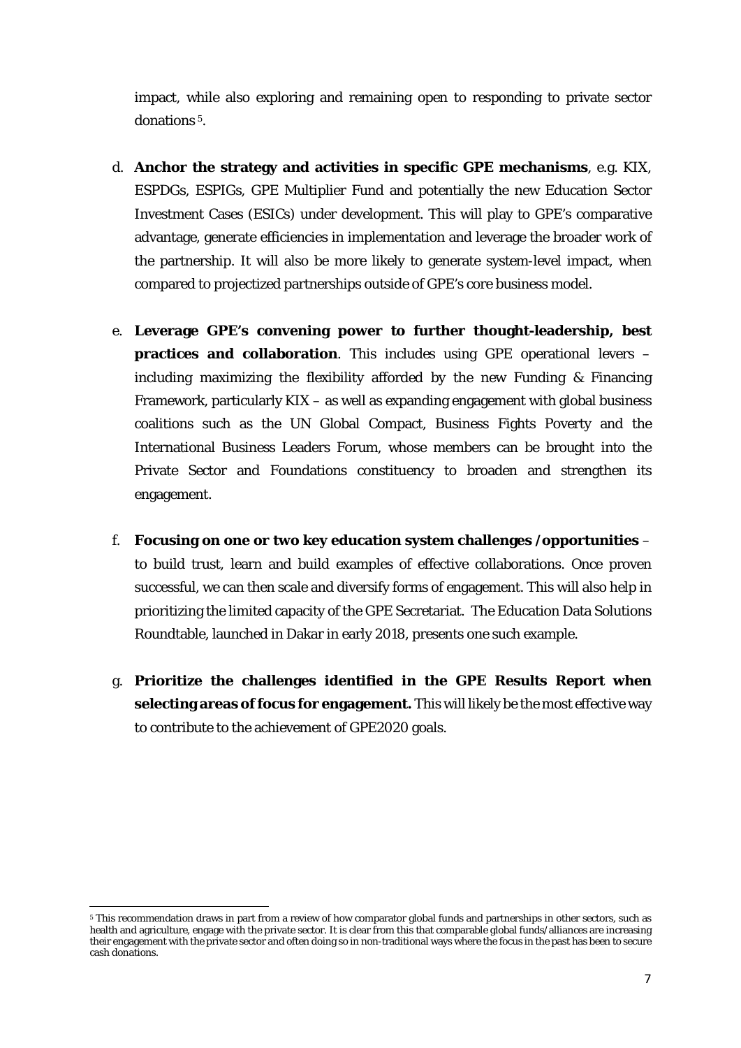impact, while also exploring and remaining open to responding to private sector donations [5].

d. **Anchor the strategy and activities in specific GPE mechanisms**, e.g. KIX, ESPDGs, ESPIGs, GPE Multiplier Fund and potentially the new Education Sector Investment Cases (ESICs) under development. This will play to GPE's comparative advantage, generate efficiencies in implementation and leverage the broader work of the partnership. It will also be more likely to generate system-level impact, when compared to projectized partnerships outside of GPE's core business model.

e. **Leverage GPE's convening power to further thought-leadership, best practices and collaboration**. This includes using GPE operational levers – including maximizing the flexibility afforded by the new Funding & Financing Framework, particularly KIX – as well as expanding engagement with global business coalitions such as the UN Global Compact, Business Fights Poverty and the International Business Leaders Forum, whose members can be brought into the Private Sector and Foundations constituency to broaden and strengthen its engagement.

f. **Focusing on one or two key education system challenges /opportunities** – to build trust, learn and build examples of effective collaborations. Once proven successful, we can then scale and diversify forms of engagement. This will also help in prioritizing the limited capacity of the GPE Secretariat. The Education Data Solutions Roundtable, launched in Dakar in early 2018, presents one such example.

g. **Prioritize the challenges identified in the GPE Results Report when selecting areas of focus for engagement.** This will likely be the most effective way to contribute to the achievement of GPE2020 goals.

---

[5] This recommendation draws in part from a review of how comparator global funds and partnerships in other sectors, such as health and agriculture, engage with the private sector. It is clear from this that comparable global funds/alliances are increasing their engagement with the private sector and often doing so in non-traditional ways where the focus in the past has been to secure cash donations.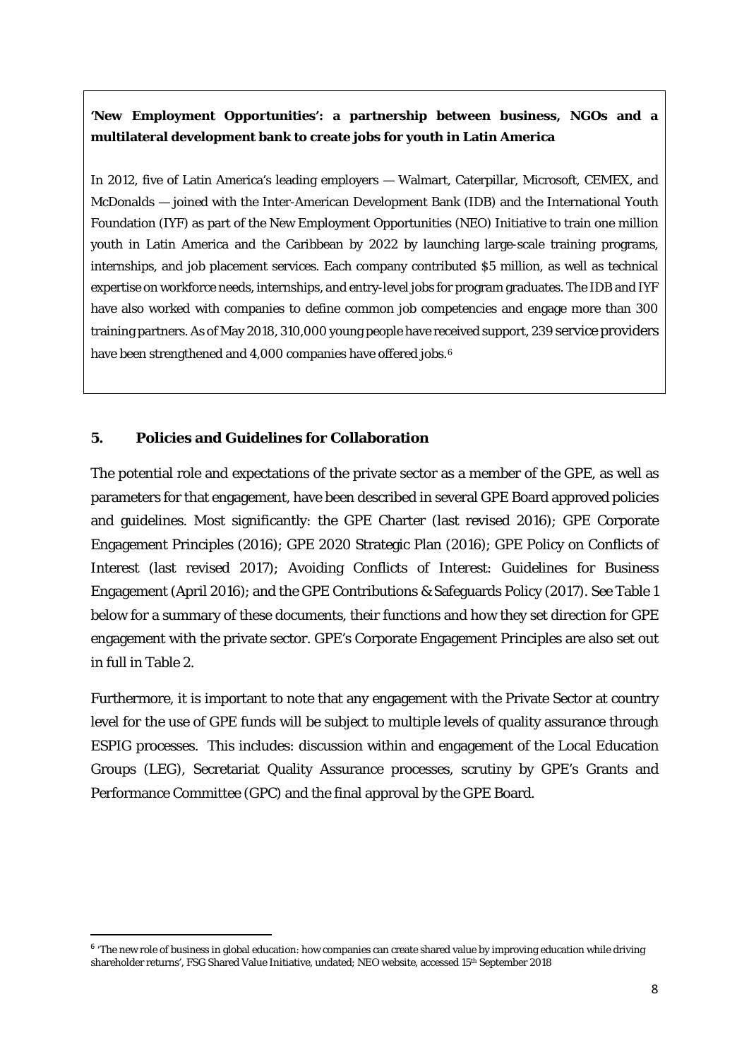**'New Employment Opportunities': a partnership between business, NGOs and a multilateral development bank to create jobs for youth in Latin America**

In 2012, five of Latin America's leading employers — Walmart, Caterpillar, Microsoft, CEMEX, and McDonalds — joined with the Inter-American Development Bank (IDB) and the International Youth Foundation (IYF) as part of the New Employment Opportunities (NEO) Initiative to train one million youth in Latin America and the Caribbean by 2022 by launching large-scale training programs, internships, and job placement services. Each company contributed $5 million, as well as technical expertise on workforce needs, internships, and entry-level jobs for program graduates. The IDB and IYF have also worked with companies to define common job competencies and engage more than 300 training partners. As of May 2018, 310,000 young people have received support, 239 service providers have been strengthened and 4,000 companies have offered jobs.[6]

## 5. Policies and Guidelines for Collaboration

The potential role and expectations of the private sector as a member of the GPE, as well as parameters for that engagement, have been described in several GPE Board approved policies and guidelines. Most significantly: the GPE Charter (last revised 2016); GPE Corporate Engagement Principles (2016); GPE 2020 Strategic Plan (2016); GPE Policy on Conflicts of Interest (last revised 2017); Avoiding Conflicts of Interest: Guidelines for Business Engagement (April 2016); and the GPE Contributions & Safeguards Policy (2017). See Table 1 below for a summary of these documents, their functions and how they set direction for GPE engagement with the private sector. GPE's Corporate Engagement Principles are also set out in full in Table 2.

Furthermore, it is important to note that any engagement with the Private Sector at country level for the use of GPE funds will be subject to multiple levels of quality assurance through ESPIG processes. This includes: discussion within and engagement of the Local Education Groups (LEG), Secretariat Quality Assurance processes, scrutiny by GPE's Grants and Performance Committee (GPC) and the final approval by the GPE Board.

[6] 'The new role of business in global education: how companies can create shared value by improving education while driving shareholder returns', FSG Shared Value Initiative, undated; NEO website, accessed 15th September 2018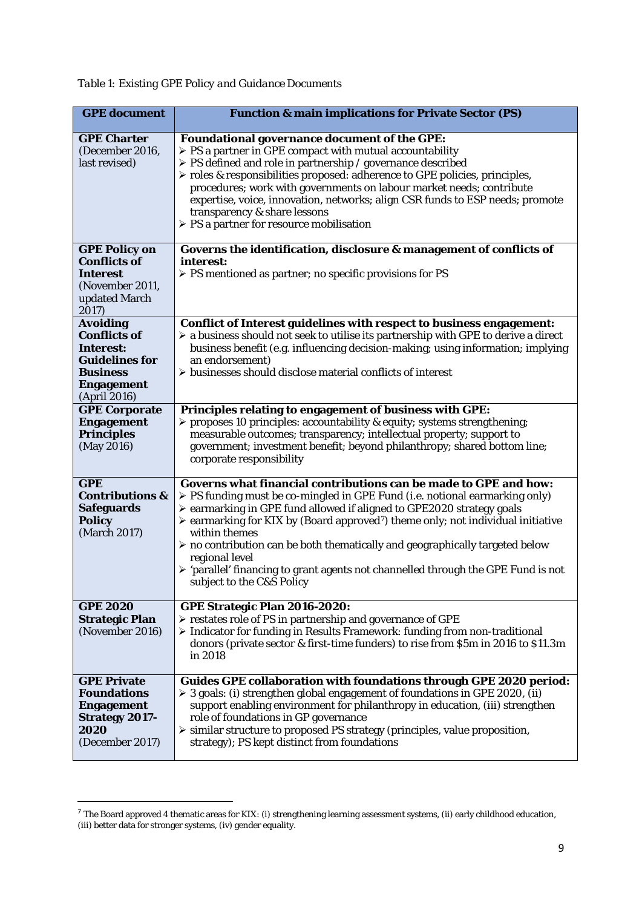*Table 1: Existing GPE Policy and Guidance Documents*

| GPE document | Function & main implications for Private Sector (PS) |
|---|---|
| **GPE Charter** (December 2016, last revised) | **Foundational governance document of the GPE:**<br>➢ PS a partner in GPE compact with mutual accountability<br>➢ PS defined and role in partnership / governance described<br>➢ roles & responsibilities proposed: adherence to GPE policies, principles, procedures; work with governments on labour market needs; contribute expertise, voice, innovation, networks; align CSR funds to ESP needs; promote transparency & share lessons<br>➢ PS a partner for resource mobilisation |
| **GPE Policy on Conflicts of Interest** (November 2011, updated March 2017) | **Governs the identification, disclosure & management of conflicts of interest:**<br>➢ PS mentioned as partner; no specific provisions for PS |
| **Avoiding Conflicts of Interest: Guidelines for Business Engagement** (April 2016) | **Conflict of Interest guidelines with respect to business engagement:**<br>➢ a business should not seek to utilise its partnership with GPE to derive a direct business benefit (e.g. influencing decision-making; using information; implying an endorsement)<br>➢ businesses should disclose material conflicts of interest |
| **GPE Corporate Engagement Principles** (May 2016) | **Principles relating to engagement of business with GPE:**<br>➢ proposes 10 principles: accountability & equity; systems strengthening; measurable outcomes; transparency; intellectual property; support to government; investment benefit; beyond philanthropy; shared bottom line; corporate responsibility |
| **GPE Contributions & Safeguards Policy** (March 2017) | **Governs what financial contributions can be made to GPE and how:**<br>➢ PS funding must be co-mingled in GPE Fund (i.e. notional earmarking only)<br>➢ earmarking in GPE fund allowed if aligned to GPE2020 strategy goals<br>➢ earmarking for KIX by (Board approved[7]) theme only; not individual initiative within themes<br>➢ no contribution can be both thematically and geographically targeted below regional level<br>➢ 'parallel' financing to grant agents not channelled through the GPE Fund is not subject to the C&S Policy |
| **GPE 2020 Strategic Plan** (November 2016) | **GPE Strategic Plan 2016-2020:**<br>➢ restates role of PS in partnership and governance of GPE<br>➢ Indicator for funding in Results Framework: funding from non-traditional donors (private sector & first-time funders) to rise from \$5m in 2016 to \$11.3m in 2018 |
| **GPE Private Foundations Engagement Strategy 2017-2020** (December 2017) | **Guides GPE collaboration with foundations through GPE 2020 period:**<br>➢ 3 goals: (i) strengthen global engagement of foundations in GPE 2020, (ii) support enabling environment for philanthropy in education, (iii) strengthen role of foundations in GP governance<br>➢ similar structure to proposed PS strategy (principles, value proposition, strategy); PS kept distinct from foundations |

[7] The Board approved 4 thematic areas for KIX: (i) strengthening learning assessment systems, (ii) early childhood education, (iii) better data for stronger systems, (iv) gender equality.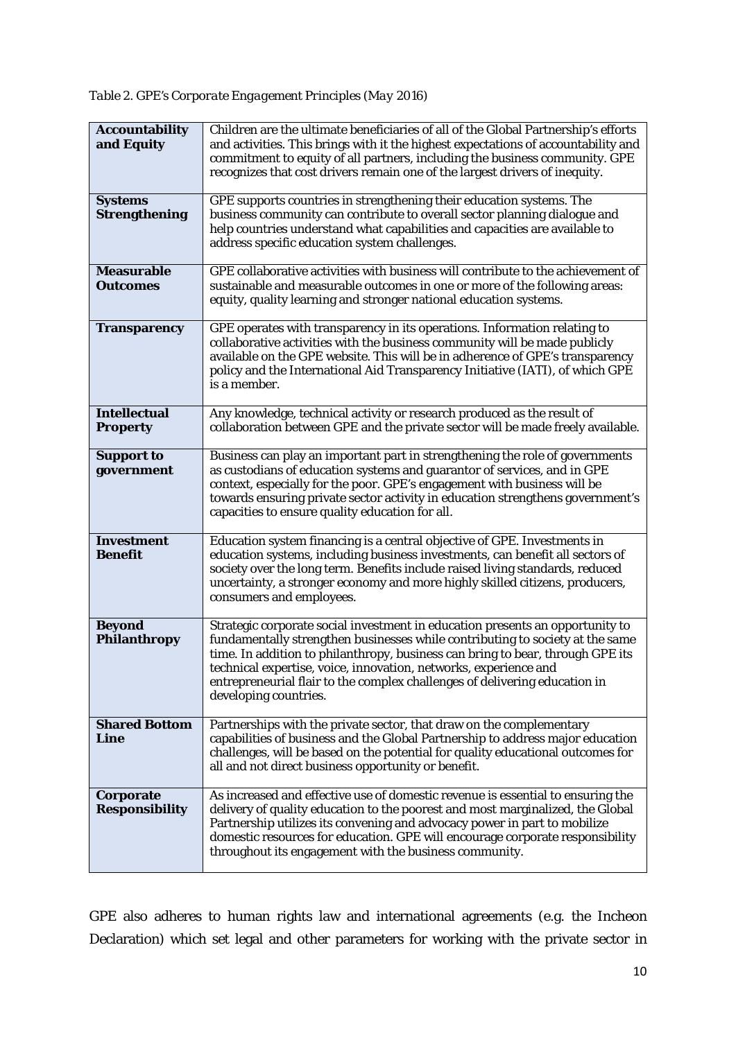*Table 2. GPE's Corporate Engagement Principles (May 2016)*

| | |
|---|---|
| **Accountability and Equity** | Children are the ultimate beneficiaries of all of the Global Partnership's efforts and activities. This brings with it the highest expectations of accountability and commitment to equity of all partners, including the business community. GPE recognizes that cost drivers remain one of the largest drivers of inequity. |
| **Systems Strengthening** | GPE supports countries in strengthening their education systems. The business community can contribute to overall sector planning dialogue and help countries understand what capabilities and capacities are available to address specific education system challenges. |
| **Measurable Outcomes** | GPE collaborative activities with business will contribute to the achievement of sustainable and measurable outcomes in one or more of the following areas: equity, quality learning and stronger national education systems. |
| **Transparency** | GPE operates with transparency in its operations. Information relating to collaborative activities with the business community will be made publicly available on the GPE website. This will be in adherence of GPE's transparency policy and the International Aid Transparency Initiative (IATI), of which GPE is a member. |
| **Intellectual Property** | Any knowledge, technical activity or research produced as the result of collaboration between GPE and the private sector will be made freely available. |
| **Support to government** | Business can play an important part in strengthening the role of governments as custodians of education systems and guarantor of services, and in GPE context, especially for the poor. GPE's engagement with business will be towards ensuring private sector activity in education strengthens government's capacities to ensure quality education for all. |
| **Investment Benefit** | Education system financing is a central objective of GPE. Investments in education systems, including business investments, can benefit all sectors of society over the long term. Benefits include raised living standards, reduced uncertainty, a stronger economy and more highly skilled citizens, producers, consumers and employees. |
| **Beyond Philanthropy** | Strategic corporate social investment in education presents an opportunity to fundamentally strengthen businesses while contributing to society at the same time. In addition to philanthropy, business can bring to bear, through GPE its technical expertise, voice, innovation, networks, experience and entrepreneurial flair to the complex challenges of delivering education in developing countries. |
| **Shared Bottom Line** | Partnerships with the private sector, that draw on the complementary capabilities of business and the Global Partnership to address major education challenges, will be based on the potential for quality educational outcomes for all and not direct business opportunity or benefit. |
| **Corporate Responsibility** | As increased and effective use of domestic revenue is essential to ensuring the delivery of quality education to the poorest and most marginalized, the Global Partnership utilizes its convening and advocacy power in part to mobilize domestic resources for education. GPE will encourage corporate responsibility throughout its engagement with the business community. |

GPE also adheres to human rights law and international agreements (e.g. the Incheon Declaration) which set legal and other parameters for working with the private sector in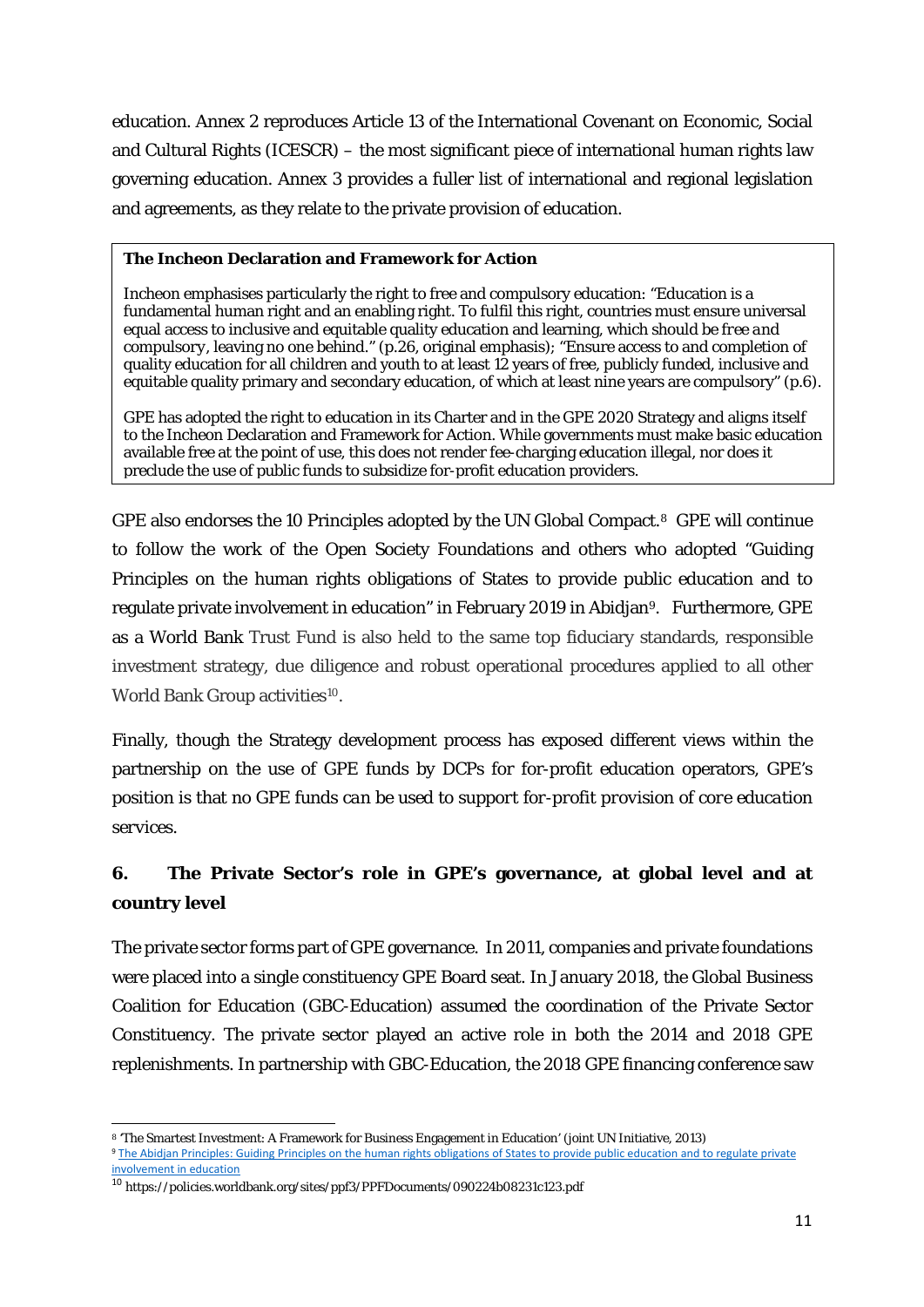education. Annex 2 reproduces Article 13 of the International Covenant on Economic, Social and Cultural Rights (ICESCR) – the most significant piece of international human rights law governing education. Annex 3 provides a fuller list of international and regional legislation and agreements, as they relate to the private provision of education.

> **The Incheon Declaration and Framework for Action**
>
> Incheon emphasises particularly the right to free and compulsory education: "Education is a fundamental human right and an enabling right. To fulfil this right, countries must ensure universal equal access to inclusive and equitable quality education and learning, which should be *free and compulsory*, leaving no one behind." (p.26, original emphasis); "Ensure access to and completion of quality education for all children and youth to at least 12 years of free, publicly funded, inclusive and equitable quality primary and secondary education, of which at least nine years are compulsory" (p.6).
>
> GPE has adopted the right to education in its Charter and in the GPE 2020 Strategy and aligns itself to the Incheon Declaration and Framework for Action. While governments must make basic education available free at the point of use, this does not render fee-charging education illegal, nor does it preclude the use of public funds to subsidize for-profit education providers.

GPE also endorses the 10 Principles adopted by the UN Global Compact.[8] GPE will continue to follow the work of the Open Society Foundations and others who adopted "Guiding Principles on the human rights obligations of States to provide public education and to regulate private involvement in education" in February 2019 in Abidjan[9]. Furthermore, GPE as a World Bank Trust Fund is also held to the same top fiduciary standards, responsible investment strategy, due diligence and robust operational procedures applied to all other World Bank Group activities[10].

Finally, though the Strategy development process has exposed different views within the partnership on the use of GPE funds by DCPs for for-profit education operators, GPE's position is that *no GPE funds can be used to support for-profit provision of core education services*.

## 6. The Private Sector's role in GPE's governance, at global level and at country level

The private sector forms part of GPE governance. In 2011, companies and private foundations were placed into a single constituency GPE Board seat. In January 2018, the Global Business Coalition for Education (GBC-Education) assumed the coordination of the Private Sector Constituency. The private sector played an active role in both the 2014 and 2018 GPE replenishments. In partnership with GBC-Education, the 2018 GPE financing conference saw

---

[8] 'The Smartest Investment: A Framework for Business Engagement in Education' (joint UN Initiative, 2013)

[9] The Abidjan Principles: Guiding Principles on the human rights obligations of States to provide public education and to regulate private involvement in education

[10] https://policies.worldbank.org/sites/ppf3/PPFDocuments/090224b08231c123.pdf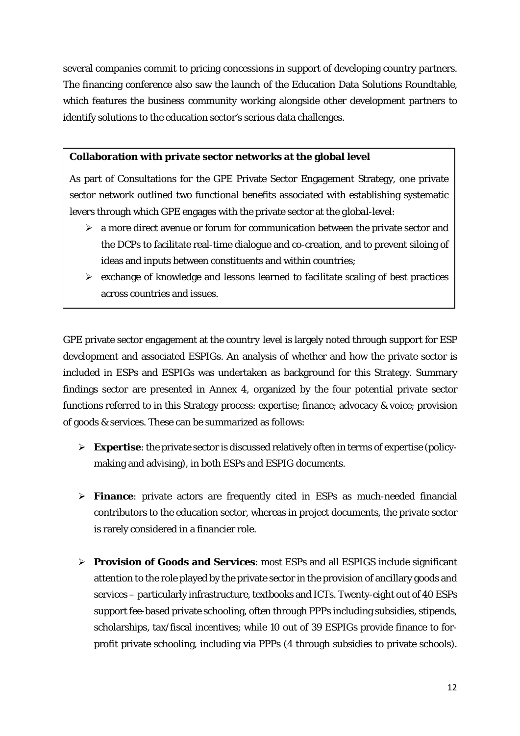several companies commit to pricing concessions in support of developing country partners. The financing conference also saw the launch of the Education Data Solutions Roundtable, which features the business community working alongside other development partners to identify solutions to the education sector's serious data challenges.

> **Collaboration with private sector networks at the global level**
>
> As part of Consultations for the GPE Private Sector Engagement Strategy, one private sector network outlined two functional benefits associated with establishing systematic levers through which GPE engages with the private sector at the global-level:
>
> - a more direct avenue or forum for communication between the private sector and the DCPs to facilitate real-time dialogue and co-creation, and to prevent siloing of ideas and inputs between constituents and within countries;
> - exchange of knowledge and lessons learned to facilitate scaling of best practices across countries and issues.

GPE private sector engagement at the country level is largely noted through support for ESP development and associated ESPIGs. An analysis of whether and how the private sector is included in ESPs and ESPIGs was undertaken as background for this Strategy. Summary findings sector are presented in Annex 4, organized by the four potential private sector functions referred to in this Strategy process: expertise; finance; advocacy & voice; provision of goods & services. These can be summarized as follows:

- **Expertise**: the private sector is discussed relatively often in terms of expertise (policy-making and advising), in both ESPs and ESPIG documents.

- **Finance**: private actors are frequently cited in ESPs as much-needed financial contributors to the education sector, whereas in project documents, the private sector is rarely considered in a financier role.

- **Provision of Goods and Services**: most ESPs and all ESPIGS include significant attention to the role played by the private sector in the provision of ancillary goods and services – particularly infrastructure, textbooks and ICTs. Twenty-eight out of 40 ESPs support fee-based private schooling, often through PPPs including subsidies, stipends, scholarships, tax/fiscal incentives; while 10 out of 39 ESPIGs provide finance to for-profit private schooling, including via PPPs (4 through subsidies to private schools).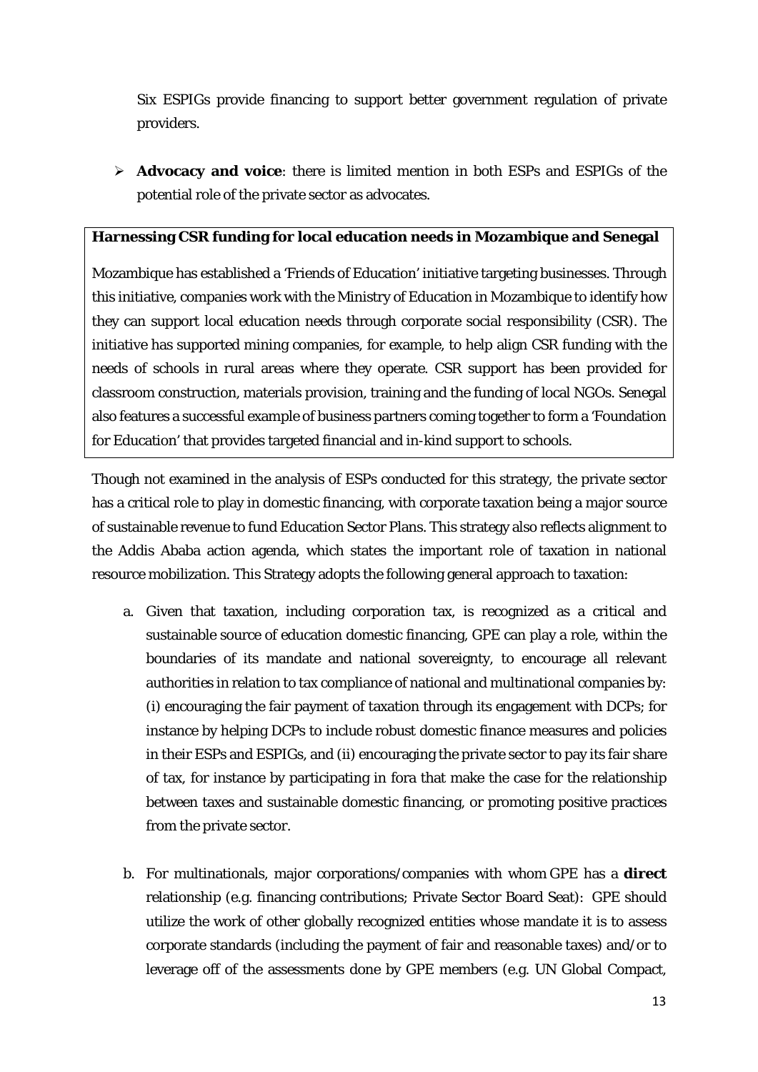Six ESPIGs provide financing to support better government regulation of private providers.

- **Advocacy and voice**: there is limited mention in both ESPs and ESPIGs of the potential role of the private sector as advocates.

**Harnessing CSR funding for local education needs in Mozambique and Senegal**

Mozambique has established a 'Friends of Education' initiative targeting businesses. Through this initiative, companies work with the Ministry of Education in Mozambique to identify how they can support local education needs through corporate social responsibility (CSR). The initiative has supported mining companies, for example, to help align CSR funding with the needs of schools in rural areas where they operate. CSR support has been provided for classroom construction, materials provision, training and the funding of local NGOs. Senegal also features a successful example of business partners coming together to form a 'Foundation for Education' that provides targeted financial and in-kind support to schools.

Though not examined in the analysis of ESPs conducted for this strategy, the private sector has a critical role to play in domestic financing, with corporate taxation being a major source of sustainable revenue to fund Education Sector Plans. This strategy also reflects alignment to the Addis Ababa action agenda, which states the important role of taxation in national resource mobilization. This Strategy adopts the following general approach to taxation:

a. Given that taxation, including corporation tax, is recognized as a critical and sustainable source of education domestic financing, GPE can play a role, within the boundaries of its mandate and national sovereignty, to encourage all relevant authorities in relation to tax compliance of national and multinational companies by: (i) encouraging the fair payment of taxation through its engagement with DCPs; for instance by helping DCPs to include robust domestic finance measures and policies in their ESPs and ESPIGs, and (ii) encouraging the private sector to pay its fair share of tax, for instance by participating in fora that make the case for the relationship between taxes and sustainable domestic financing, or promoting positive practices from the private sector.

b. For multinationals, major corporations/companies with whom GPE has a **direct** relationship (e.g. financing contributions; Private Sector Board Seat): GPE should utilize the work of other globally recognized entities whose mandate it is to assess corporate standards (including the payment of fair and reasonable taxes) and/or to leverage off of the assessments done by GPE members (e.g. UN Global Compact,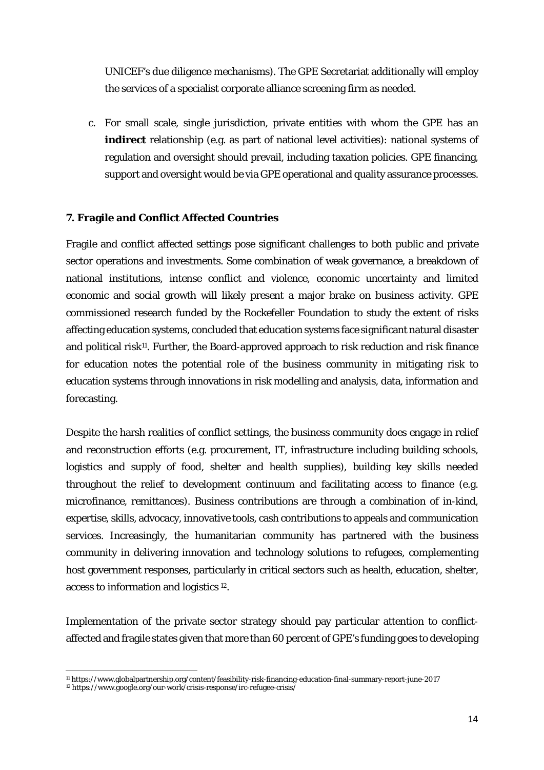UNICEF's due diligence mechanisms). The GPE Secretariat additionally will employ the services of a specialist corporate alliance screening firm as needed.

c. For small scale, single jurisdiction, private entities with whom the GPE has an **indirect** relationship (e.g. as part of national level activities): national systems of regulation and oversight should prevail, including taxation policies. GPE financing, support and oversight would be via GPE operational and quality assurance processes.

### 7. Fragile and Conflict Affected Countries

Fragile and conflict affected settings pose significant challenges to both public and private sector operations and investments. Some combination of weak governance, a breakdown of national institutions, intense conflict and violence, economic uncertainty and limited economic and social growth will likely present a major brake on business activity. GPE commissioned research funded by the Rockefeller Foundation to study the extent of risks affecting education systems, concluded that education systems face significant natural disaster and political risk[11]. Further, the Board-approved approach to risk reduction and risk finance for education notes the potential role of the business community in mitigating risk to education systems through innovations in risk modelling and analysis, data, information and forecasting.

Despite the harsh realities of conflict settings, the business community does engage in relief and reconstruction efforts (e.g. procurement, IT, infrastructure including building schools, logistics and supply of food, shelter and health supplies), building key skills needed throughout the relief to development continuum and facilitating access to finance (e.g. microfinance, remittances). Business contributions are through a combination of in-kind, expertise, skills, advocacy, innovative tools, cash contributions to appeals and communication services. Increasingly, the humanitarian community has partnered with the business community in delivering innovation and technology solutions to refugees, complementing host government responses, particularly in critical sectors such as health, education, shelter, access to information and logistics [12].

Implementation of the private sector strategy should pay particular attention to conflict-affected and fragile states given that more than 60 percent of GPE's funding goes to developing

[11] https://www.globalpartnership.org/content/feasibility-risk-financing-education-final-summary-report-june-2017
[12] https://www.google.org/our-work/crisis-response/irc-refugee-crisis/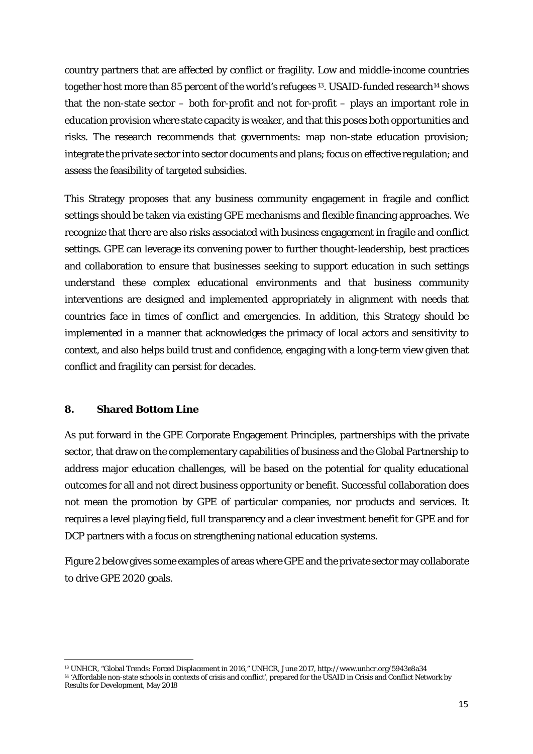country partners that are affected by conflict or fragility. Low and middle-income countries together host more than 85 percent of the world's refugees [13]. USAID-funded research[14] shows that the non-state sector – both for-profit and not for-profit – plays an important role in education provision where state capacity is weaker, and that this poses both opportunities and risks. The research recommends that governments: map non-state education provision; integrate the private sector into sector documents and plans; focus on effective regulation; and assess the feasibility of targeted subsidies.

This Strategy proposes that any business community engagement in fragile and conflict settings should be taken via existing GPE mechanisms and flexible financing approaches. We recognize that there are also risks associated with business engagement in fragile and conflict settings. GPE can leverage its convening power to further thought-leadership, best practices and collaboration to ensure that businesses seeking to support education in such settings understand these complex educational environments and that business community interventions are designed and implemented appropriately in alignment with needs that countries face in times of conflict and emergencies. In addition, this Strategy should be implemented in a manner that acknowledges the primacy of local actors and sensitivity to context, and also helps build trust and confidence, engaging with a long-term view given that conflict and fragility can persist for decades.

## 8. Shared Bottom Line

As put forward in the GPE Corporate Engagement Principles, partnerships with the private sector, that draw on the complementary capabilities of business and the Global Partnership to address major education challenges, will be based on the potential for quality educational outcomes for all and not direct business opportunity or benefit. Successful collaboration does not mean the promotion by GPE of particular companies, nor products and services. It requires a level playing field, full transparency and a clear investment benefit for GPE and for DCP partners with a focus on strengthening national education systems.

Figure 2 below gives some examples of areas where GPE and the private sector may collaborate to drive GPE 2020 goals.

---

[13] UNHCR, "Global Trends: Forced Displacement in 2016," UNHCR, June 2017, http://www.unhcr.org/5943e8a34

[14] 'Affordable non-state schools in contexts of crisis and conflict', prepared for the USAID in Crisis and Conflict Network by Results for Development, May 2018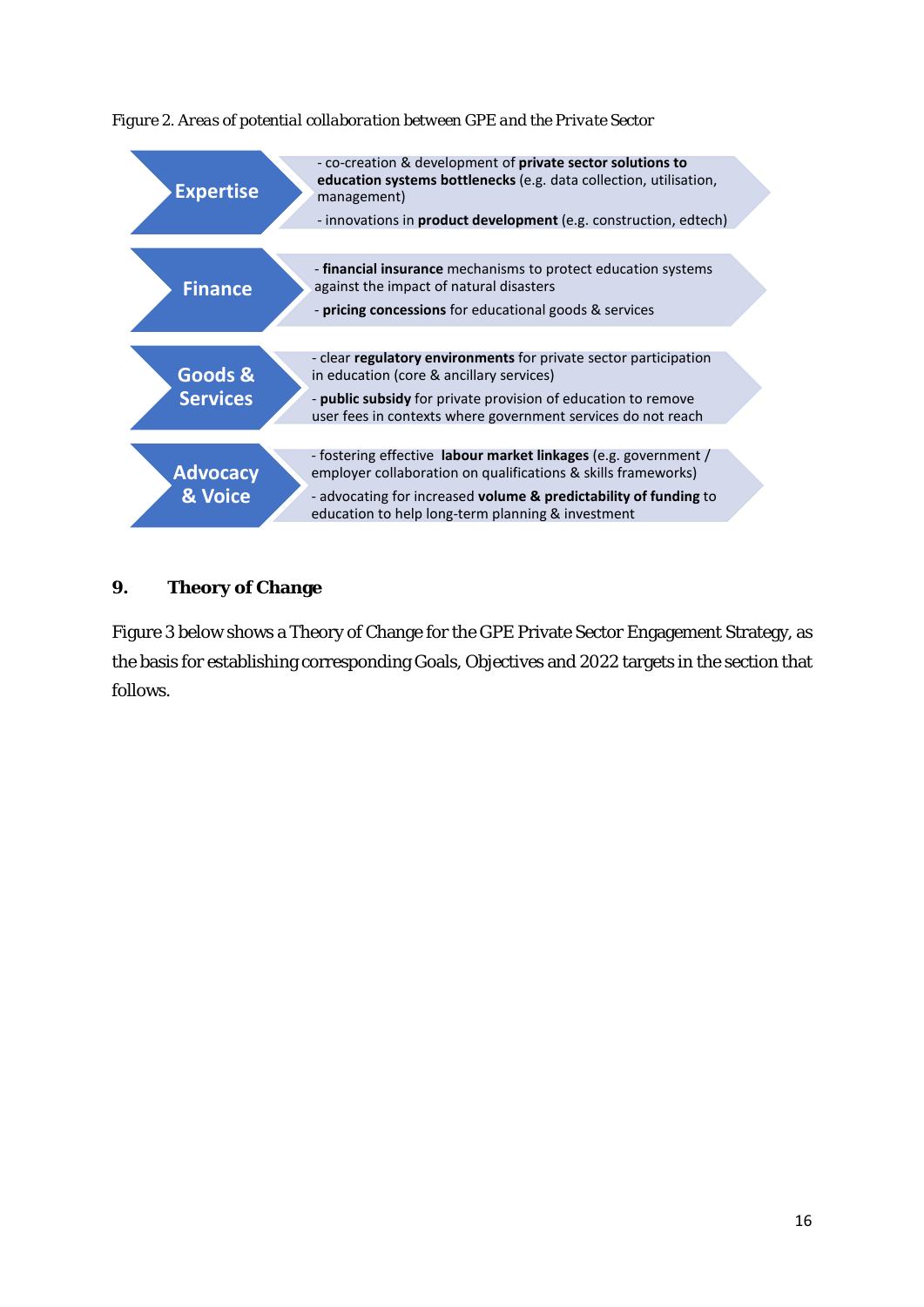*Figure 2. Areas of potential collaboration between GPE and the Private Sector*

**Expertise**

- co-creation & development of **private sector solutions to education systems bottlenecks** (e.g. data collection, utilisation, management)
- innovations in **product development** (e.g. construction, edtech)

**Finance**

- **financial insurance** mechanisms to protect education systems against the impact of natural disasters
- **pricing concessions** for educational goods & services

**Goods & Services**

- clear **regulatory environments** for private sector participation in education (core & ancillary services)
- **public subsidy** for private provision of education to remove user fees in contexts where government services do not reach

**Advocacy & Voice**

- fostering effective **labour market linkages** (e.g. government / employer collaboration on qualifications & skills frameworks)
- advocating for increased **volume & predictability of funding** to education to help long-term planning & investment

## 9. Theory of Change

Figure 3 below shows a Theory of Change for the GPE Private Sector Engagement Strategy, as the basis for establishing corresponding Goals, Objectives and 2022 targets in the section that follows.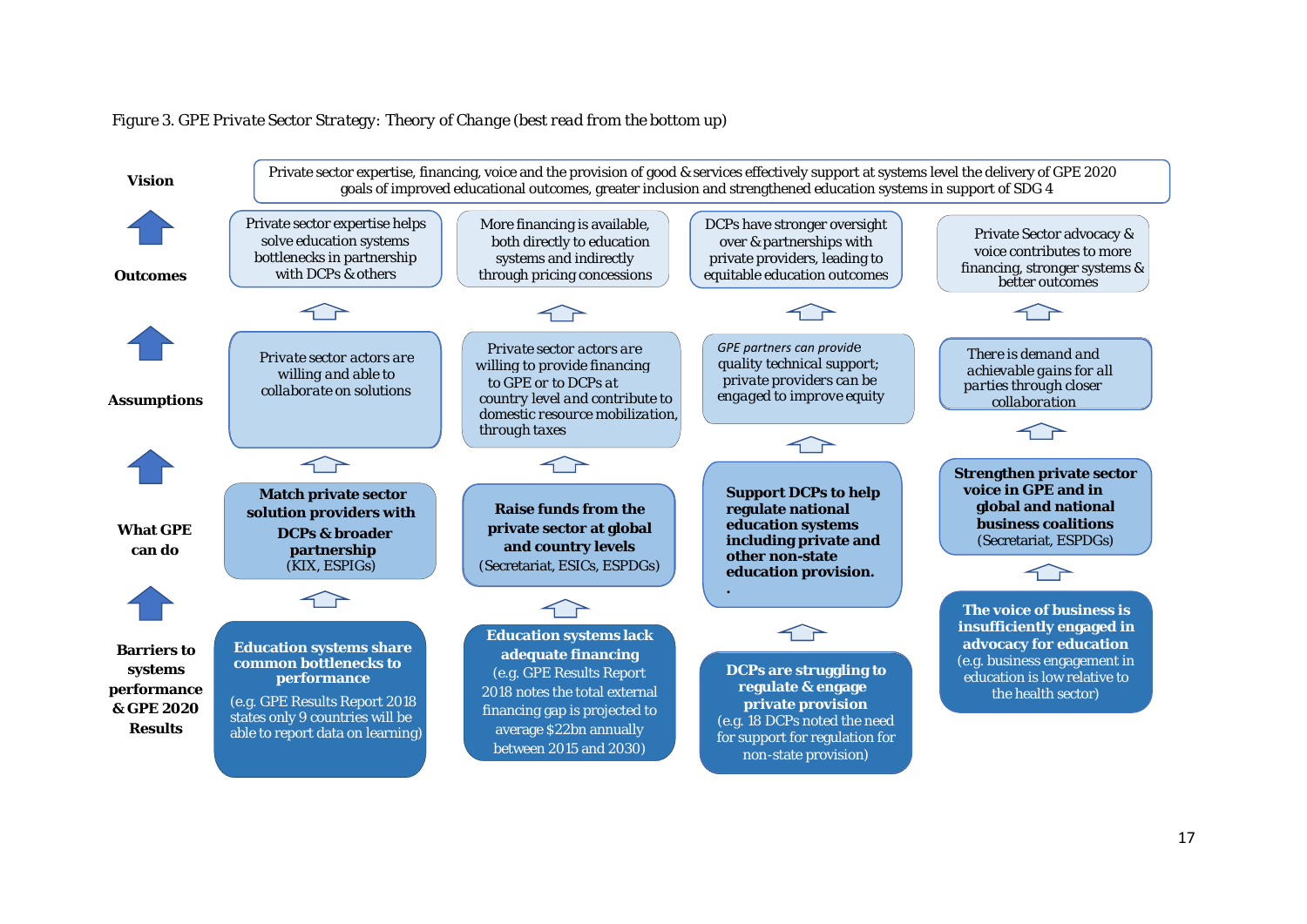*Figure 3. GPE Private Sector Strategy: Theory of Change (best read from the bottom up)*

**Vision**

Private sector expertise, financing, voice and the provision of good & services effectively support at systems level the delivery of GPE 2020 goals of improved educational outcomes, greater inclusion and strengthened education systems in support of SDG 4

| | | | | |
|---|---|---|---|---|
| **Outcomes** | Private sector expertise helps solve education systems bottlenecks in partnership with DCPs & others | More financing is available, both directly to education systems and indirectly through pricing concessions | DCPs have stronger oversight over & partnerships with private providers, leading to equitable education outcomes | Private Sector advocacy & voice contributes to more financing, stronger systems & better outcomes |
| **Assumptions** | Private sector actors are willing and able to collaborate on solutions | Private sector actors are willing to provide financing to GPE or to DCPs at country level and contribute to domestic resource mobilization, through taxes | *GPE partners can provide* quality technical support; private providers can be engaged to improve equity | There is demand and achievable gains for all parties through closer collaboration |
| **What GPE can do** | **Match private sector solution providers with DCPs & broader partnership** (KIX, ESPIGs) | **Raise funds from the private sector at global and country levels** (Secretariat, ESICs, ESPDGs) | **Support DCPs to help regulate national education systems including private and other non-state education provision.** | **Strengthen private sector voice in GPE and in global and national business coalitions** (Secretariat, ESPDGs) |
| **Barriers to systems performance & GPE 2020 Results** | **Education systems share common bottlenecks to performance** (e.g. GPE Results Report 2018 states only 9 countries will be able to report data on learning) | **Education systems lack adequate financing** (e.g. GPE Results Report 2018 notes the total external financing gap is projected to average $22bn annually between 2015 and 2030) | **DCPs are struggling to regulate & engage private provision** (e.g. 18 DCPs noted the need for support for regulation for non-state provision) | **The voice of business is insufficiently engaged in advocacy for education** (e.g. business engagement in education is low relative to the health sector) |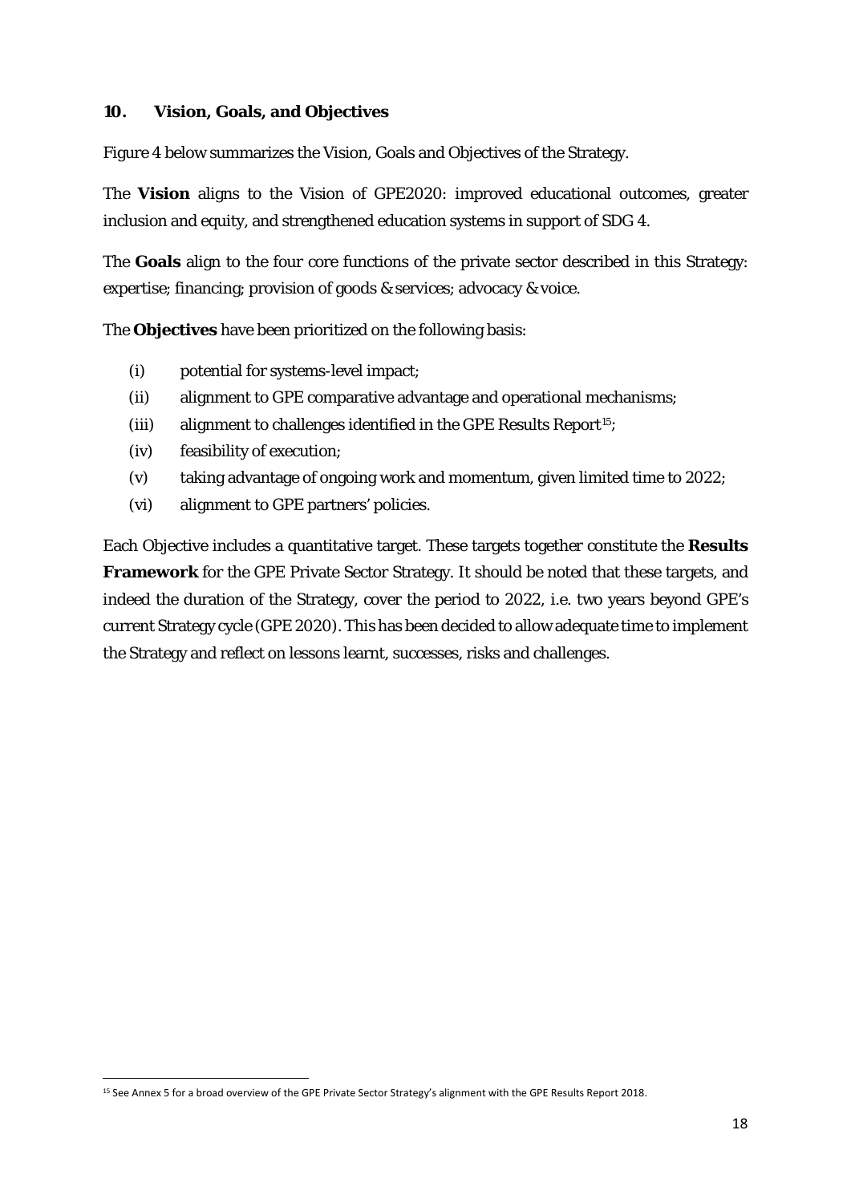## 10. Vision, Goals, and Objectives

Figure 4 below summarizes the Vision, Goals and Objectives of the Strategy.

The **Vision** aligns to the Vision of GPE2020: improved educational outcomes, greater inclusion and equity, and strengthened education systems in support of SDG 4.

The **Goals** align to the four core functions of the private sector described in this Strategy: expertise; financing; provision of goods & services; advocacy & voice.

The **Objectives** have been prioritized on the following basis:

- (i) potential for systems-level impact;
- (ii) alignment to GPE comparative advantage and operational mechanisms;
- (iii) alignment to challenges identified in the GPE Results Report[15];
- (iv) feasibility of execution;
- (v) taking advantage of ongoing work and momentum, given limited time to 2022;
- (vi) alignment to GPE partners' policies.

Each Objective includes a quantitative target. These targets together constitute the **Results Framework** for the GPE Private Sector Strategy. It should be noted that these targets, and indeed the duration of the Strategy, cover the period to 2022, i.e. two years beyond GPE's current Strategy cycle (GPE 2020). This has been decided to allow adequate time to implement the Strategy and reflect on lessons learnt, successes, risks and challenges.

[15] See Annex 5 for a broad overview of the GPE Private Sector Strategy's alignment with the GPE Results Report 2018.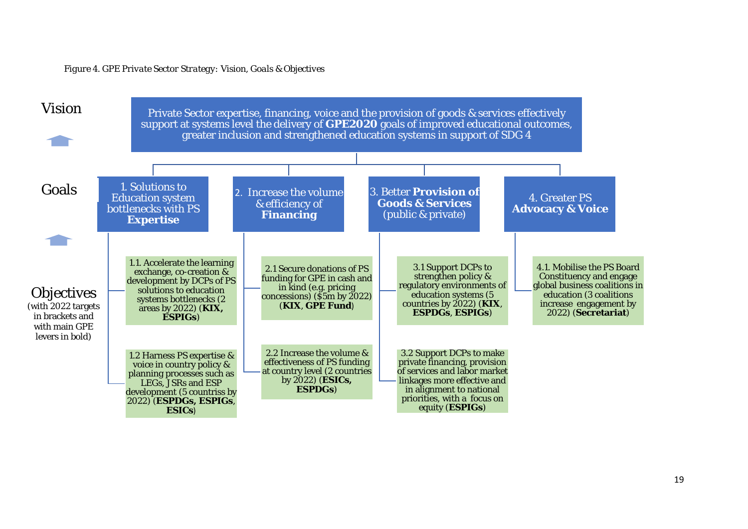*Figure 4. GPE Private Sector Strategy: Vision, Goals & Objectives*

**Vision**

Private Sector expertise, financing, voice and the provision of goods & services effectively support at systems level the delivery of **GPE2020** goals of improved educational outcomes, greater inclusion and strengthened education systems in support of SDG 4

**Goals**

1. Solutions to Education system bottlenecks with PS **Expertise**
2. Increase the volume & efficiency of **Financing**
3. Better **Provision of Goods & Services** (public & private)
4. Greater PS **Advocacy & Voice**

**Objectives** (with 2022 targets in brackets and with main GPE levers in bold)

| Goal | Objectives |
| --- | --- |
| 1. Solutions to Education system bottlenecks with PS **Expertise** | 1.1. Accelerate the learning exchange, co-creation & development by DCPs of PS solutions to education systems bottlenecks (2 areas by 2022) (**KIX, ESPIGs**) |
| | 1.2 Harness PS expertise & voice in country policy & planning processes such as LEGs, JSRs and ESP development (5 countriss by 2022) (**ESPDGs, ESPIGs**, **ESICs**) |
| 2. Increase the volume & efficiency of **Financing** | 2.1 Secure donations of PS funding for GPE in cash and in kind (e.g. pricing concessions) ($5m by 2022) (**KIX**, **GPE Fund**) |
| | 2.2 Increase the volume & effectiveness of PS funding at country level (2 countries by 2022) (**ESICs, ESPDGs**) |
| 3. Better **Provision of Goods & Services** (public & private) | 3.1 Support DCPs to strengthen policy & regulatory environments of education systems (5 countries by 2022) (**KIX**, **ESPDGS**, **ESPIGs**) |
| | 3.2 Support DCPs to make private financing, provision of services and labor market linkages more effective and in alignment to national priorities, with a focus on equity (**ESPIGs**) |
| 4. Greater PS **Advocacy & Voice** | 4.1. Mobilise the PS Board Constituency and engage global business coalitions in education (3 coalitions increase engagement by 2022) (**Secretariat**) |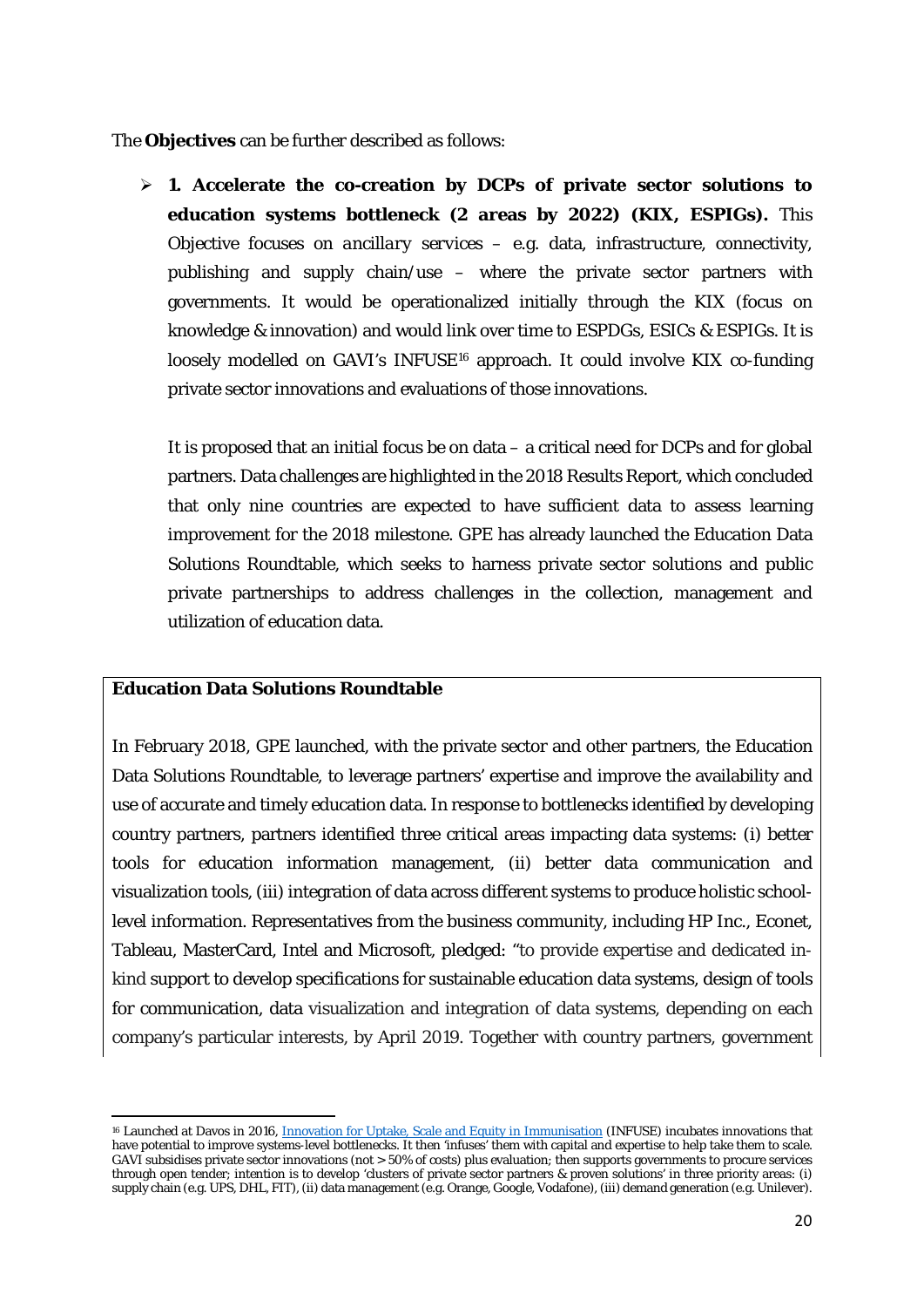The **Objectives** can be further described as follows:

- **1. Accelerate the co-creation by DCPs of private sector solutions to education systems bottleneck (2 areas by 2022) (KIX, ESPIGs).** This Objective focuses on *ancillary* services – e.g. data, infrastructure, connectivity, publishing and supply chain/use – where the private sector partners with governments. It would be operationalized initially through the KIX (focus on knowledge & innovation) and would link over time to ESPDGs, ESICs & ESPIGs. It is loosely modelled on GAVI's INFUSE[16] approach. It could involve KIX co-funding private sector innovations and evaluations of those innovations.

  It is proposed that an initial focus be on data – a critical need for DCPs and for global partners. Data challenges are highlighted in the 2018 Results Report, which concluded that only nine countries are expected to have sufficient data to assess learning improvement for the 2018 milestone. GPE has already launched the Education Data Solutions Roundtable, which seeks to harness private sector solutions and public private partnerships to address challenges in the collection, management and utilization of education data.

**Education Data Solutions Roundtable**

In February 2018, GPE launched, with the private sector and other partners, the Education Data Solutions Roundtable, to leverage partners' expertise and improve the availability and use of accurate and timely education data. In response to bottlenecks identified by developing country partners, partners identified three critical areas impacting data systems: (i) better tools for education information management, (ii) better data communication and visualization tools, (iii) integration of data across different systems to produce holistic school-level information. Representatives from the business community, including HP Inc., Econet, Tableau, MasterCard, Intel and Microsoft, pledged: "to provide expertise and dedicated in-kind support to develop specifications for sustainable education data systems, design of tools for communication, data visualization and integration of data systems, depending on each company's particular interests, by April 2019. Together with country partners, government

[16] Launched at Davos in 2016, Innovation for Uptake, Scale and Equity in Immunisation (INFUSE) incubates innovations that have potential to improve systems-level bottlenecks. It then 'infuses' them with capital and expertise to help take them to scale. GAVI subsidises private sector innovations (not > 50% of costs) plus evaluation; then supports governments to procure services through open tender; intention is to develop 'clusters of private sector partners & proven solutions' in three priority areas: (i) supply chain (e.g. UPS, DHL, FIT), (ii) data management (e.g. Orange, Google, Vodafone), (iii) demand generation (e.g. Unilever).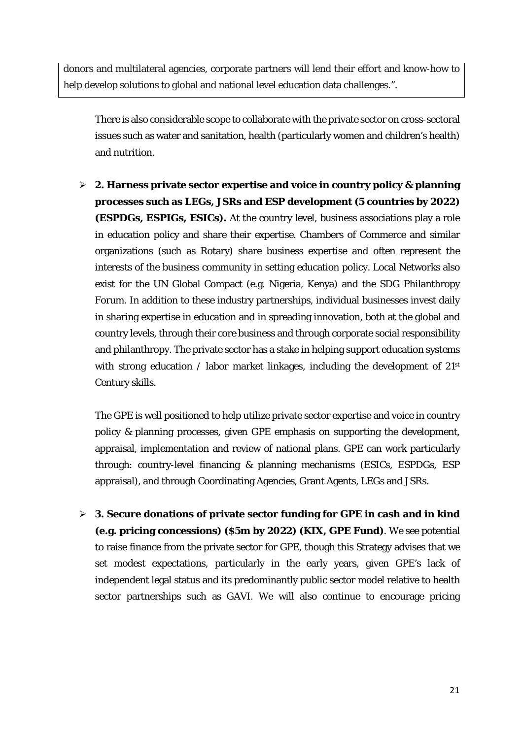donors and multilateral agencies, corporate partners will lend their effort and know-how to help develop solutions to global and national level education data challenges.".

There is also considerable scope to collaborate with the private sector on cross-sectoral issues such as water and sanitation, health (particularly women and children's health) and nutrition.

- **2. Harness private sector expertise and voice in country policy & planning processes such as LEGs, JSRs and ESP development (5 countries by 2022) (ESPDGs, ESPIGs, ESICs).** At the country level, business associations play a role in education policy and share their expertise. Chambers of Commerce and similar organizations (such as Rotary) share business expertise and often represent the interests of the business community in setting education policy. Local Networks also exist for the UN Global Compact (e.g. Nigeria, Kenya) and the SDG Philanthropy Forum. In addition to these industry partnerships, individual businesses invest daily in sharing expertise in education and in spreading innovation, both at the global and country levels, through their core business and through corporate social responsibility and philanthropy. The private sector has a stake in helping support education systems with strong education / labor market linkages, including the development of 21st Century skills.

  The GPE is well positioned to help utilize private sector expertise and voice in country policy & planning processes, given GPE emphasis on supporting the development, appraisal, implementation and review of national plans. GPE can work particularly through: country-level financing & planning mechanisms (ESICs, ESPDGs, ESP appraisal), and through Coordinating Agencies, Grant Agents, LEGs and JSRs.

- **3. Secure donations of private sector funding for GPE in cash and in kind (e.g. pricing concessions) ($5m by 2022) (KIX, GPE Fund)**. We see potential to raise finance from the private sector for GPE, though this Strategy advises that we set modest expectations, particularly in the early years, given GPE's lack of independent legal status and its predominantly public sector model relative to health sector partnerships such as GAVI. We will also continue to encourage pricing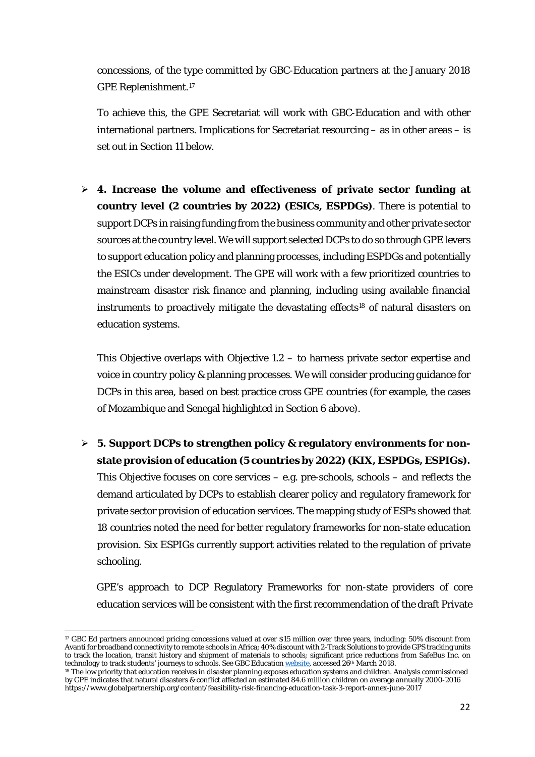concessions, of the type committed by GBC-Education partners at the January 2018 GPE Replenishment.[17]

To achieve this, the GPE Secretariat will work with GBC-Education and with other international partners. Implications for Secretariat resourcing – as in other areas – is set out in Section 11 below.

- **4. Increase the volume and effectiveness of private sector funding at country level (2 countries by 2022) (ESICs, ESPDGs)**. There is potential to support DCPs in raising funding from the business community and other private sector sources at the country level. We will support selected DCPs to do so through GPE levers to support education policy and planning processes, including ESPDGs and potentially the ESICs under development. The GPE will work with a few prioritized countries to mainstream disaster risk finance and planning, including using available financial instruments to proactively mitigate the devastating effects[18] of natural disasters on education systems.

  This Objective overlaps with Objective 1.2 – to harness private sector expertise and voice in country policy & planning processes. We will consider producing guidance for DCPs in this area, based on best practice cross GPE countries (for example, the cases of Mozambique and Senegal highlighted in Section 6 above).

- **5. Support DCPs to strengthen policy & regulatory environments for non-state provision of education (5 countries by 2022) (KIX, ESPDGs, ESPIGs).** This Objective focuses on core services – e.g. pre-schools, schools – and reflects the demand articulated by DCPs to establish clearer policy and regulatory framework for private sector provision of education services. The mapping study of ESPs showed that 18 countries noted the need for better regulatory frameworks for non-state education provision. Six ESPIGs currently support activities related to the regulation of private schooling.

  GPE's approach to DCP Regulatory Frameworks for non-state providers of core education services will be consistent with the first recommendation of the draft Private

---

[17] GBC Ed partners announced pricing concessions valued at over $15 million over three years, including: 50% discount from Avanti for broadband connectivity to remote schools in Africa; 40% discount with 2-Track Solutions to provide GPS tracking units to track the location, transit history and shipment of materials to schools; significant price reductions from SafeBus Inc. on technology to track students' journeys to schools. See GBC Education website, accessed 26th March 2018.

[18] The low priority that education receives in disaster planning exposes education systems and children. Analysis commissioned by GPE indicates that natural disasters & conflict affected an estimated 84.6 million children on average annually 2000-2016 https://www.globalpartnership.org/content/feasibility-risk-financing-education-task-3-report-annex-june-2017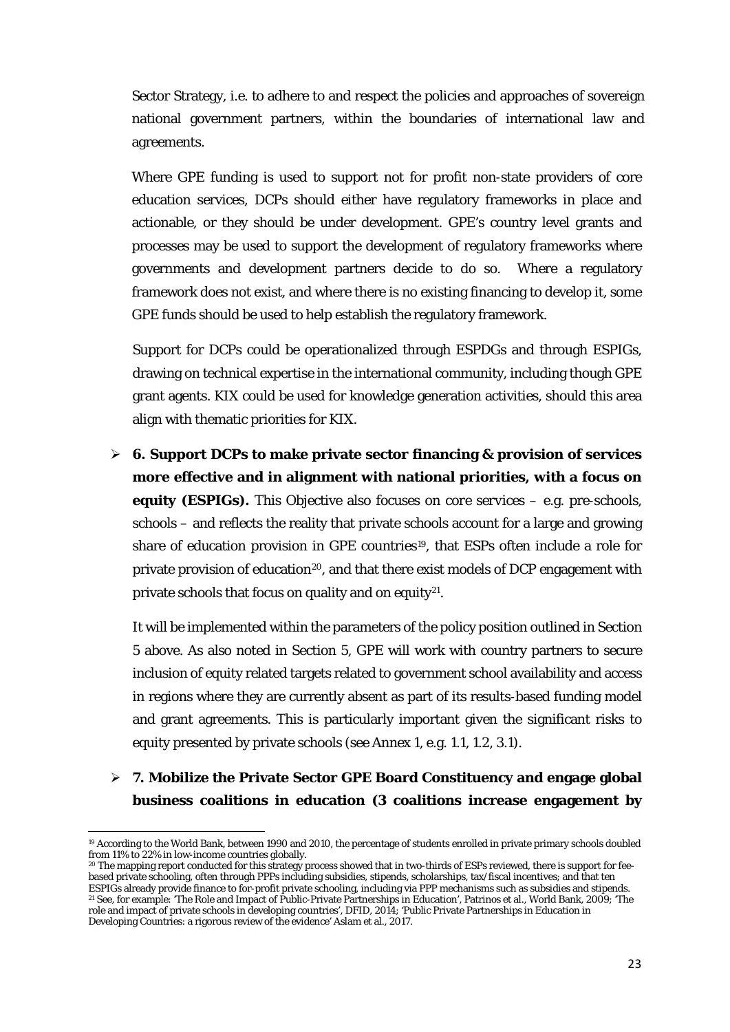Sector Strategy, i.e. to adhere to and respect the policies and approaches of sovereign national government partners, within the boundaries of international law and agreements.

Where GPE funding is used to support not for profit non-state providers of core education services, DCPs should either have regulatory frameworks in place and actionable, or they should be under development. GPE's country level grants and processes may be used to support the development of regulatory frameworks where governments and development partners decide to do so. Where a regulatory framework does not exist, and where there is no existing financing to develop it, some GPE funds should be used to help establish the regulatory framework.

Support for DCPs could be operationalized through ESPDGs and through ESPIGs, drawing on technical expertise in the international community, including though GPE grant agents. KIX could be used for knowledge generation activities, should this area align with thematic priorities for KIX.

- **6. Support DCPs to make private sector financing & provision of services more effective and in alignment with national priorities, with a focus on equity (ESPIGs).** This Objective also focuses on core services – e.g. pre-schools, schools – and reflects the reality that private schools account for a large and growing share of education provision in GPE countries[19], that ESPs often include a role for private provision of education[20], and that there exist models of DCP engagement with private schools that focus on quality and on equity[21].

  It will be implemented within the parameters of the policy position outlined in Section 5 above. As also noted in Section 5, GPE will work with country partners to secure inclusion of equity related targets related to government school availability and access in regions where they are currently absent as part of its results-based funding model and grant agreements. This is particularly important given the significant risks to equity presented by private schools (see Annex 1, e.g. 1.1, 1.2, 3.1).

- **7. Mobilize the Private Sector GPE Board Constituency and engage global business coalitions in education (3 coalitions increase engagement by**

---

[19] According to the World Bank, between 1990 and 2010, the percentage of students enrolled in private primary schools doubled from 11% to 22% in low-income countries globally.

[20] The mapping report conducted for this strategy process showed that in two-thirds of ESPs reviewed, there is support for fee-based private schooling, often through PPPs including subsidies, stipends, scholarships, tax/fiscal incentives; and that ten ESPIGs already provide finance to for-profit private schooling, including via PPP mechanisms such as subsidies and stipends.

[21] See, for example: 'The Role and Impact of Public-Private Partnerships in Education', Patrinos et al., World Bank, 2009; 'The role and impact of private schools in developing countries', DFID, 2014; 'Public Private Partnerships in Education in Developing Countries: a rigorous review of the evidence' Aslam et al., 2017.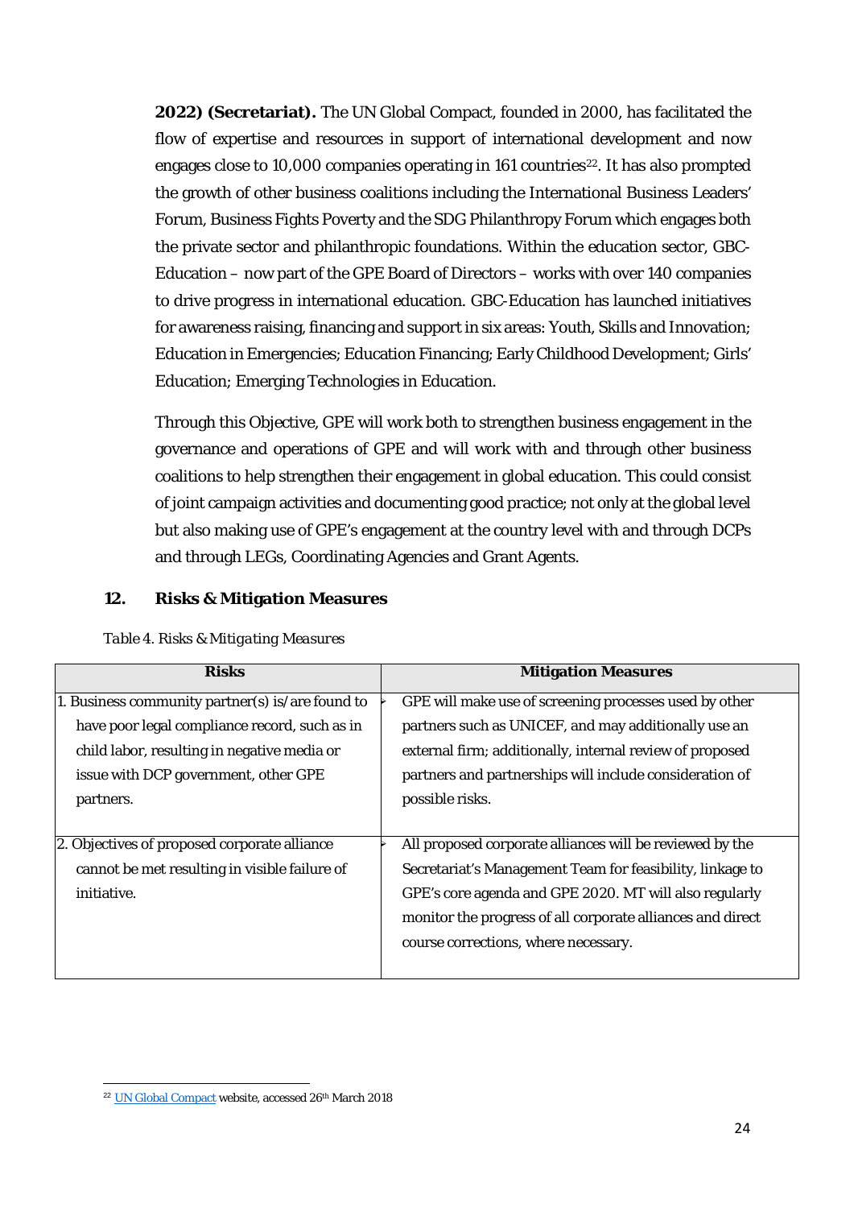**2022) (Secretariat).** The UN Global Compact, founded in 2000, has facilitated the flow of expertise and resources in support of international development and now engages close to 10,000 companies operating in 161 countries[22]. It has also prompted the growth of other business coalitions including the International Business Leaders' Forum, Business Fights Poverty and the SDG Philanthropy Forum which engages both the private sector and philanthropic foundations. Within the education sector, GBC-Education – now part of the GPE Board of Directors – works with over 140 companies to drive progress in international education. GBC-Education has launched initiatives for awareness raising, financing and support in six areas: Youth, Skills and Innovation; Education in Emergencies; Education Financing; Early Childhood Development; Girls' Education; Emerging Technologies in Education.

Through this Objective, GPE will work both to strengthen business engagement in the governance and operations of GPE and will work with and through other business coalitions to help strengthen their engagement in global education. This could consist of joint campaign activities and documenting good practice; not only at the global level but also making use of GPE's engagement at the country level with and through DCPs and through LEGs, Coordinating Agencies and Grant Agents.

## 12. Risks & Mitigation Measures

*Table 4. Risks & Mitigating Measures*

| Risks | Mitigation Measures |
|---|---|
| 1. Business community partner(s) is/are found to have poor legal compliance record, such as in child labor, resulting in negative media or issue with DCP government, other GPE partners. | - GPE will make use of screening processes used by other partners such as UNICEF, and may additionally use an external firm; additionally, internal review of proposed partners and partnerships will include consideration of possible risks. |
| 2. Objectives of proposed corporate alliance cannot be met resulting in visible failure of initiative. | - All proposed corporate alliances will be reviewed by the Secretariat's Management Team for feasibility, linkage to GPE's core agenda and GPE 2020. MT will also regularly monitor the progress of all corporate alliances and direct course corrections, where necessary. |

[22] UN Global Compact website, accessed 26th March 2018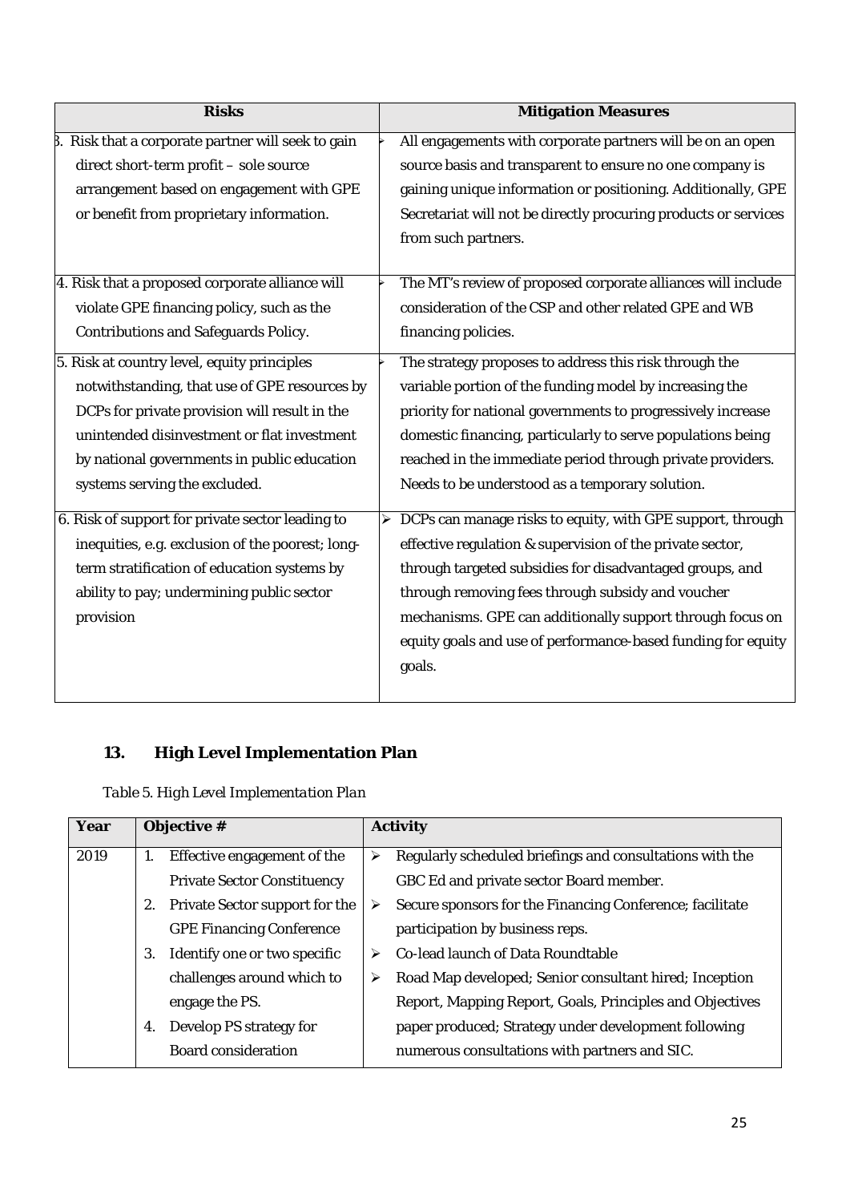| Risks | Mitigation Measures |
|---|---|
| 3. Risk that a corporate partner will seek to gain direct short-term profit – sole source arrangement based on engagement with GPE or benefit from proprietary information. | ➢ All engagements with corporate partners will be on an open source basis and transparent to ensure no one company is gaining unique information or positioning. Additionally, GPE Secretariat will not be directly procuring products or services from such partners. |
| 4. Risk that a proposed corporate alliance will violate GPE financing policy, such as the Contributions and Safeguards Policy. | ➢ The MT's review of proposed corporate alliances will include consideration of the CSP and other related GPE and WB financing policies. |
| 5. Risk at country level, equity principles notwithstanding, that use of GPE resources by DCPs for private provision will result in the unintended disinvestment or flat investment by national governments in public education systems serving the excluded. | ➢ The strategy proposes to address this risk through the variable portion of the funding model by increasing the priority for national governments to progressively increase domestic financing, particularly to serve populations being reached in the immediate period through private providers. Needs to be understood as a temporary solution. |
| 6. Risk of support for private sector leading to inequities, e.g. exclusion of the poorest; long-term stratification of education systems by ability to pay; undermining public sector provision | ➢ DCPs can manage risks to equity, with GPE support, through effective regulation & supervision of the private sector, through targeted subsidies for disadvantaged groups, and through removing fees through subsidy and voucher mechanisms. GPE can additionally support through focus on equity goals and use of performance-based funding for equity goals. |

## 13. High Level Implementation Plan

*Table 5. High Level Implementation Plan*

| Year | Objective # | Activity |
|---|---|---|
| 2019 | 1. Effective engagement of the Private Sector Constituency<br>2. Private Sector support for the GPE Financing Conference<br>3. Identify one or two specific challenges around which to engage the PS.<br>4. Develop PS strategy for Board consideration | ➢ Regularly scheduled briefings and consultations with the GBC Ed and private sector Board member.<br>➢ Secure sponsors for the Financing Conference; facilitate participation by business reps.<br>➢ Co-lead launch of Data Roundtable<br>➢ Road Map developed; Senior consultant hired; Inception Report, Mapping Report, Goals, Principles and Objectives paper produced; Strategy under development following numerous consultations with partners and SIC. |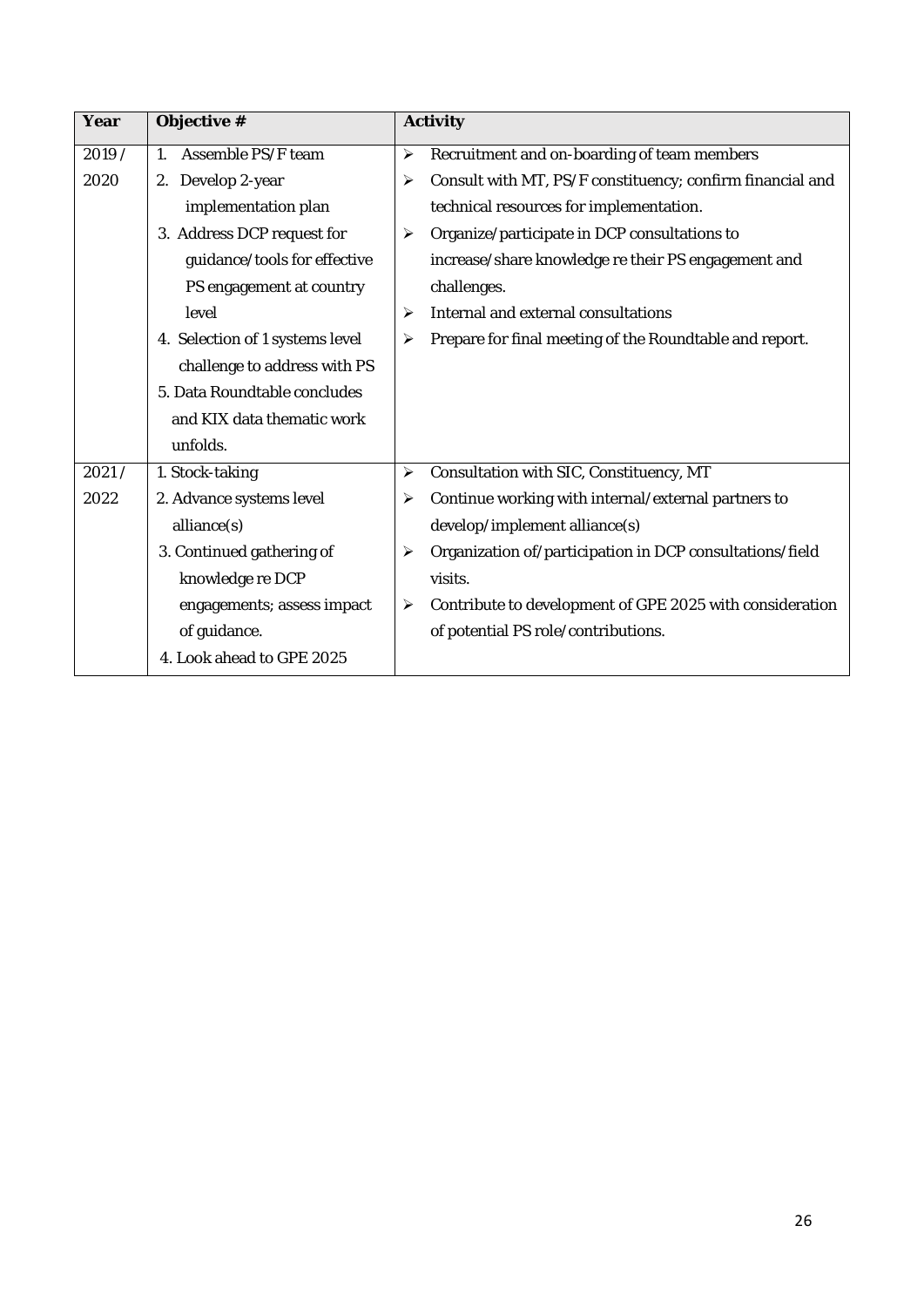| Year | Objective # | Activity |
|---|---|---|
| 2019/ 2020 | 1. Assemble PS/F team<br>2. Develop 2-year implementation plan<br>3. Address DCP request for guidance/tools for effective PS engagement at country level<br>4. Selection of 1 systems level challenge to address with PS<br>5. Data Roundtable concludes and KIX data thematic work unfolds. | ➢ Recruitment and on-boarding of team members<br>➢ Consult with MT, PS/F constituency; confirm financial and technical resources for implementation.<br>➢ Organize/participate in DCP consultations to increase/share knowledge re their PS engagement and challenges.<br>➢ Internal and external consultations<br>➢ Prepare for final meeting of the Roundtable and report. |
| 2021/ 2022 | 1. Stock-taking<br>2. Advance systems level alliance(s)<br>3. Continued gathering of knowledge re DCP engagements; assess impact of guidance.<br>4. Look ahead to GPE 2025 | ➢ Consultation with SIC, Constituency, MT<br>➢ Continue working with internal/external partners to develop/implement alliance(s)<br>➢ Organization of/participation in DCP consultations/field visits.<br>➢ Contribute to development of GPE 2025 with consideration of potential PS role/contributions. |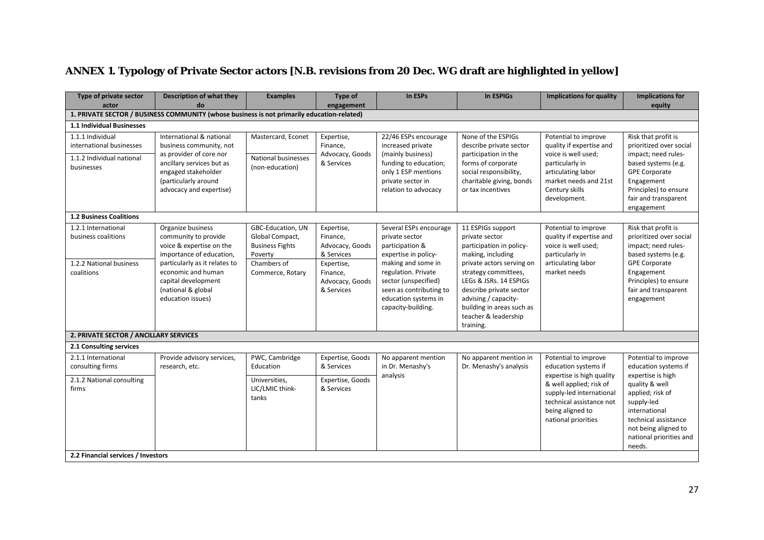# ANNEX 1. Typology of Private Sector actors [N.B. revisions from 20 Dec. WG draft are highlighted in yellow]

| Type of private sector actor | Description of what they do | Examples | Type of engagement | In ESPs | In ESPIGs | Implications for quality | Implications for equity |
|---|---|---|---|---|---|---|---|
| **1. PRIVATE SECTOR / BUSINESS COMMUNITY (whose business is not primarily education-related)** | | | | | | | |
| **1.1 Individual Businesses** | | | | | | | |
| 1.1.1 Individual international businesses<br>1.1.2 Individual national businesses | International & national business community, not as provider of core nor ancillary services but as engaged stakeholder (particularly around advocacy and expertise) | Mastercard, Econet<br>National businesses (non-education) | Expertise, Finance, Advocacy, Goods & Services | 22/46 ESPs encourage increased private (mainly business) funding to education; only 1 ESP mentions private sector in relation to advocacy | None of the ESPIGs describe private sector participation in the forms of corporate social responsibility, charitable giving, bonds or tax incentives | Potential to improve quality if expertise and voice is well used; particularly in articulating labor market needs and 21st Century skills development. | Risk that profit is prioritized over social impact; need rules-based systems (e.g. GPE Corporate Engagement Principles) to ensure fair and transparent engagement |
| **1.2 Business Coalitions** | | | | | | | |
| 1.2.1 International business coalitions<br>1.2.2 National business coalitions | Organize business community to provide voice & expertise on the importance of education, particularly as it relates to economic and human capital development (national & global education issues) | GBC-Education, UN Global Compact, Business Fights Poverty<br>Chambers of Commerce, Rotary | Expertise, Finance, Advocacy, Goods & Services<br>Expertise, Finance, Advocacy, Goods & Services | Several ESPs encourage private sector participation & expertise in policy-making and some in regulation. Private sector (unspecified) seen as contributing to education systems in capacity-building. | 11 ESPIGs support private sector participation in policy-making, including private actors serving on strategy committees, LEGs & JSRs. 14 ESPIGs describe private sector advising / capacity-building in areas such as teacher & leadership training. | Potential to improve quality if expertise and voice is well used; particularly in articulating labor market needs | Risk that profit is prioritized over social impact; need rules-based systems (e.g. GPE Corporate Engagement Principles) to ensure fair and transparent engagement |
| **2. PRIVATE SECTOR / ANCILLARY SERVICES** | | | | | | | |
| **2.1 Consulting services** | | | | | | | |
| 2.1.1 International consulting firms<br>2.1.2 National consulting firms | Provide advisory services, research, etc. | PWC, Cambridge Education<br>Universities, LIC/LMIC think-tanks | Expertise, Goods & Services<br>Expertise, Goods & Services | No apparent mention in Dr. Menashy's analysis | No apparent mention in Dr. Menashy's analysis | Potential to improve education systems if expertise is high quality & well applied; risk of supply-led international technical assistance not being aligned to national priorities | Potential to improve education systems if expertise is high quality & well applied; risk of supply-led international technical assistance not being aligned to national priorities and needs. |
| **2.2 Financial services / Investors** | | | | | | | |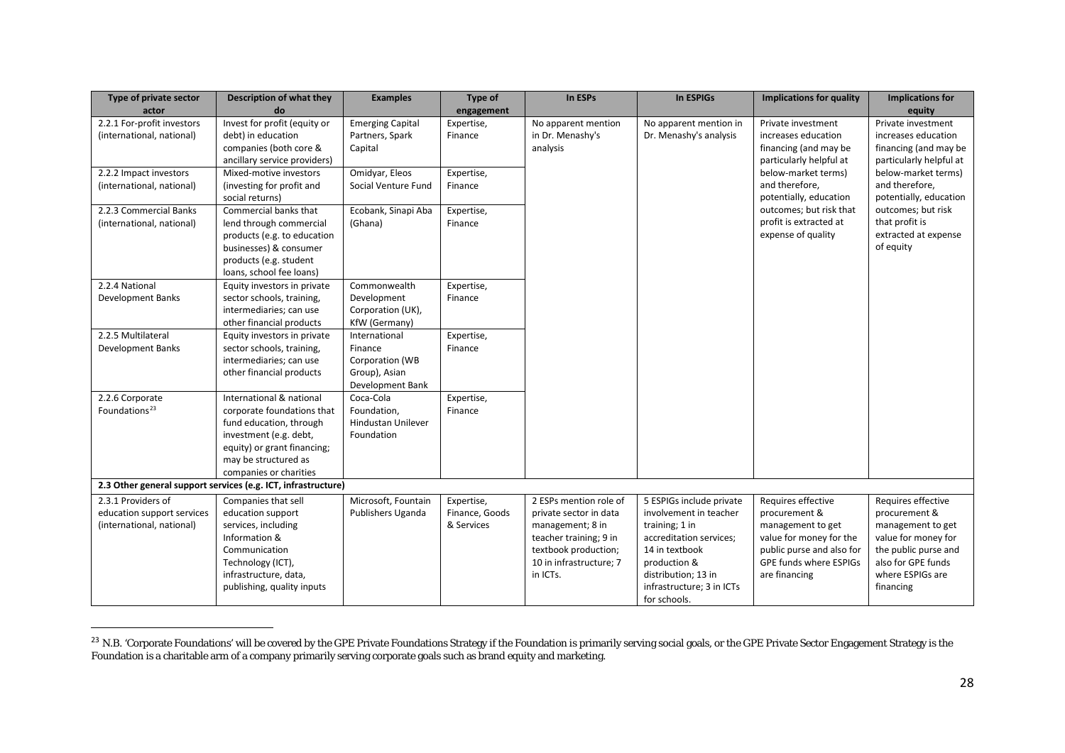| Type of private sector actor | Description of what they do | Examples | Type of engagement | In ESPs | In ESPIGs | Implications for quality | Implications for equity |
|---|---|---|---|---|---|---|---|
| 2.2.1 For-profit investors (international, national) | Invest for profit (equity or debt) in education companies (both core & ancillary service providers) | Emerging Capital Partners, Spark Capital | Expertise, Finance | No apparent mention in Dr. Menashy's analysis | No apparent mention in Dr. Menashy's analysis | Private investment increases education financing (and may be particularly helpful at below-market terms) and therefore, potentially, education outcomes; but risk that profit is extracted at expense of quality | Private investment increases education financing (and may be particularly helpful at below-market terms) and therefore, potentially, education outcomes; but risk that profit is extracted at expense of equity |
| 2.2.2 Impact investors (international, national) | Mixed-motive investors (investing for profit and social returns) | Omidyar, Eleos Social Venture Fund | Expertise, Finance | | | | |
| 2.2.3 Commercial Banks (international, national) | Commercial banks that lend through commercial products (e.g. to education businesses) & consumer products (e.g. student loans, school fee loans) | Ecobank, Sinapi Aba (Ghana) | Expertise, Finance | | | | |
| 2.2.4 National Development Banks | Equity investors in private sector schools, training, intermediaries; can use other financial products | Commonwealth Development Corporation (UK), KfW (Germany) | Expertise, Finance | | | | |
| 2.2.5 Multilateral Development Banks | Equity investors in private sector schools, training, intermediaries; can use other financial products | International Finance Corporation (WB Group), Asian Development Bank | Expertise, Finance | | | | |
| 2.2.6 Corporate Foundations[23] | International & national corporate foundations that fund education, through investment (e.g. debt, equity) or grant financing; may be structured as companies or charities | Coca-Cola Foundation, Hindustan Unilever Foundation | Expertise, Finance | | | | |
| **2.3 Other general support services (e.g. ICT, infrastructure)** | | | | | | | |
| 2.3.1 Providers of education support services (international, national) | Companies that sell education support services, including Information & Communication Technology (ICT), infrastructure, data, publishing, quality inputs | Microsoft, Fountain Publishers Uganda | Expertise, Finance, Goods & Services | 2 ESPs mention role of private sector in data management; 8 in teacher training; 9 in textbook production; 10 in infrastructure; 7 in ICTs. | 5 ESPIGs include private involvement in teacher training; 1 in accreditation services; 14 in textbook production & distribution; 13 in infrastructure; 3 in ICTs for schools. | Requires effective procurement & management to get value for money for the public purse and also for GPE funds where ESPIGs are financing | Requires effective procurement & management to get value for money for the public purse and also for GPE funds where ESPIGs are financing |

[23] N.B. 'Corporate Foundations' will be covered by the GPE Private Foundations Strategy if the Foundation is primarily serving social goals, or the GPE Private Sector Engagement Strategy is the Foundation is a charitable arm of a company primarily serving corporate goals such as brand equity and marketing.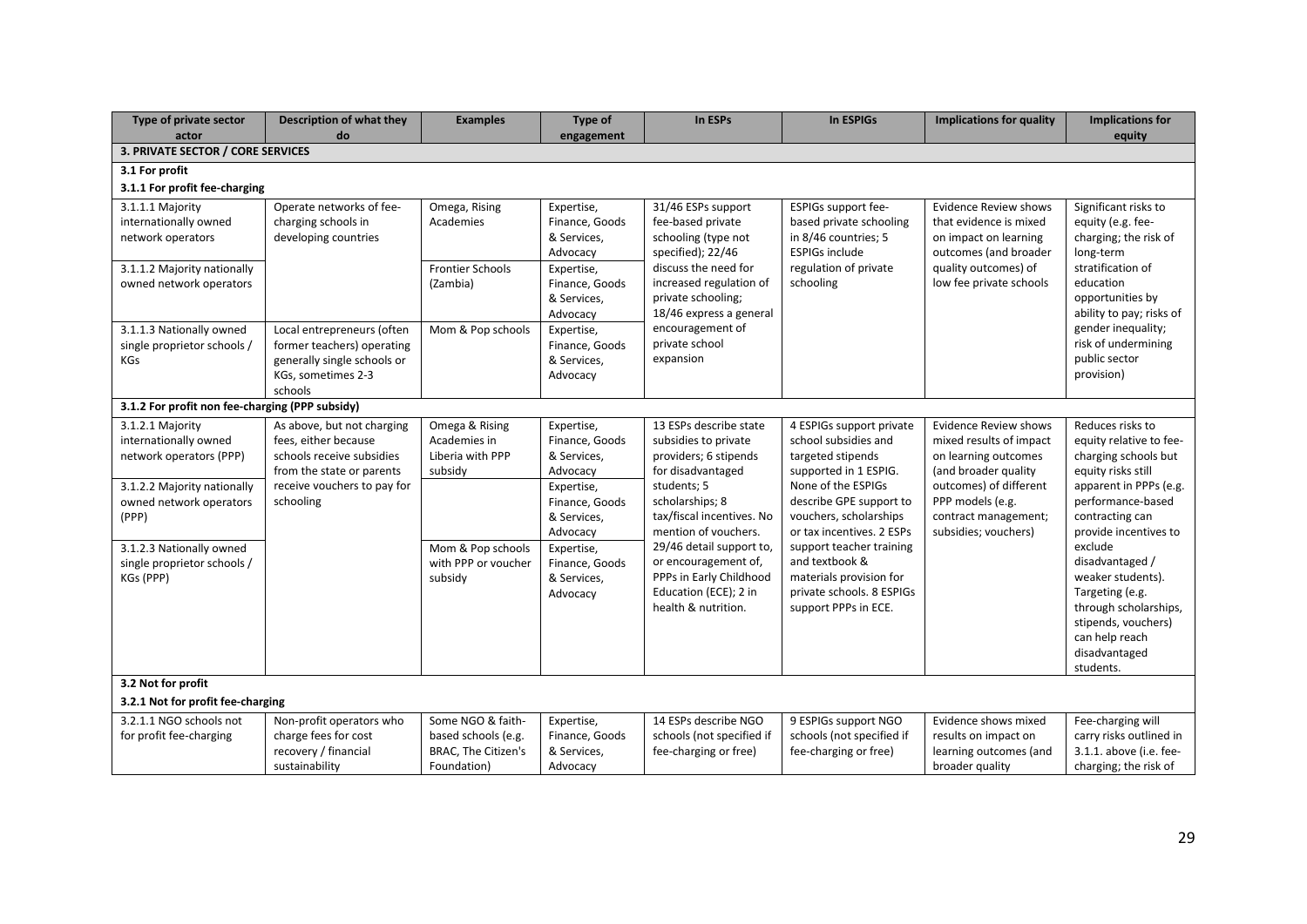| Type of private sector actor | Description of what they do | Examples | Type of engagement | In ESPs | In ESPIGs | Implications for quality | Implications for equity |
|---|---|---|---|---|---|---|---|
| **3. PRIVATE SECTOR / CORE SERVICES** | | | | | | | |
| **3.1 For profit** | | | | | | | |
| **3.1.1 For profit fee-charging** | | | | | | | |
| 3.1.1.1 Majority internationally owned network operators | Operate networks of fee-charging schools in developing countries | Omega, Rising Academies | Expertise, Finance, Goods & Services, Advocacy | 31/46 ESPs support fee-based private schooling (type not specified); 22/46 discuss the need for increased regulation of private schooling; 18/46 express a general encouragement of private school expansion | ESPIGs support fee-based private schooling in 8/46 countries; 5 ESPIGs include regulation of private schooling | Evidence Review shows that evidence is mixed on impact on learning outcomes (and broader quality outcomes) of low fee private schools | Significant risks to equity (e.g. fee-charging; the risk of long-term stratification of education opportunities by ability to pay; risks of gender inequality; risk of undermining public sector provision) |
| 3.1.1.2 Majority nationally owned network operators | | Frontier Schools (Zambia) | Expertise, Finance, Goods & Services, Advocacy | | | | |
| 3.1.1.3 Nationally owned single proprietor schools / KGs | Local entrepreneurs (often former teachers) operating generally single schools or KGs, sometimes 2-3 schools | Mom & Pop schools | Expertise, Finance, Goods & Services, Advocacy | | | | |
| **3.1.2 For profit non fee-charging (PPP subsidy)** | | | | | | | |
| 3.1.2.1 Majority internationally owned network operators (PPP) | As above, but not charging fees, either because schools receive subsidies from the state or parents receive vouchers to pay for schooling | Omega & Rising Academies in Liberia with PPP subsidy | Expertise, Finance, Goods & Services, Advocacy | 13 ESPs describe state subsidies to private providers; 6 stipends for disadvantaged students; 5 scholarships; 8 tax/fiscal incentives. No mention of vouchers. 29/46 detail support to, or encouragement of, PPPs in Early Childhood Education (ECE); 2 in health & nutrition. | 4 ESPIGs support private school subsidies and targeted stipends supported in 1 ESPIG. None of the ESPIGs describe GPE support to vouchers, scholarships or tax incentives. 2 ESPs support teacher training and textbook & materials provision for private schools. 8 ESPIGs support PPPs in ECE. | Evidence Review shows mixed results of impact on learning outcomes (and broader quality outcomes) of different PPP models (e.g. contract management; subsidies; vouchers) | Reduces risks to equity relative to fee-charging schools but equity risks still apparent in PPPs (e.g. performance-based contracting can provide incentives to exclude disadvantaged / weaker students). Targeting (e.g. through scholarships, stipends, vouchers) can help reach disadvantaged students. |
| 3.1.2.2 Majority nationally owned network operators (PPP) | | | Expertise, Finance, Goods & Services, Advocacy | | | | |
| 3.1.2.3 Nationally owned single proprietor schools / KGs (PPP) | | Mom & Pop schools with PPP or voucher subsidy | Expertise, Finance, Goods & Services, Advocacy | | | | |
| **3.2 Not for profit** | | | | | | | |
| **3.2.1 Not for profit fee-charging** | | | | | | | |
| 3.2.1.1 NGO schools not for profit fee-charging | Non-profit operators who charge fees for cost recovery / financial sustainability | Some NGO & faith-based schools (e.g. BRAC, The Citizen's Foundation) | Expertise, Finance, Goods & Services, Advocacy | 14 ESPs describe NGO schools (not specified if fee-charging or free) | 9 ESPIGs support NGO schools (not specified if fee-charging or free) | Evidence shows mixed results on impact on learning outcomes (and broader quality | Fee-charging will carry risks outlined in 3.1.1. above (i.e. fee-charging; the risk of |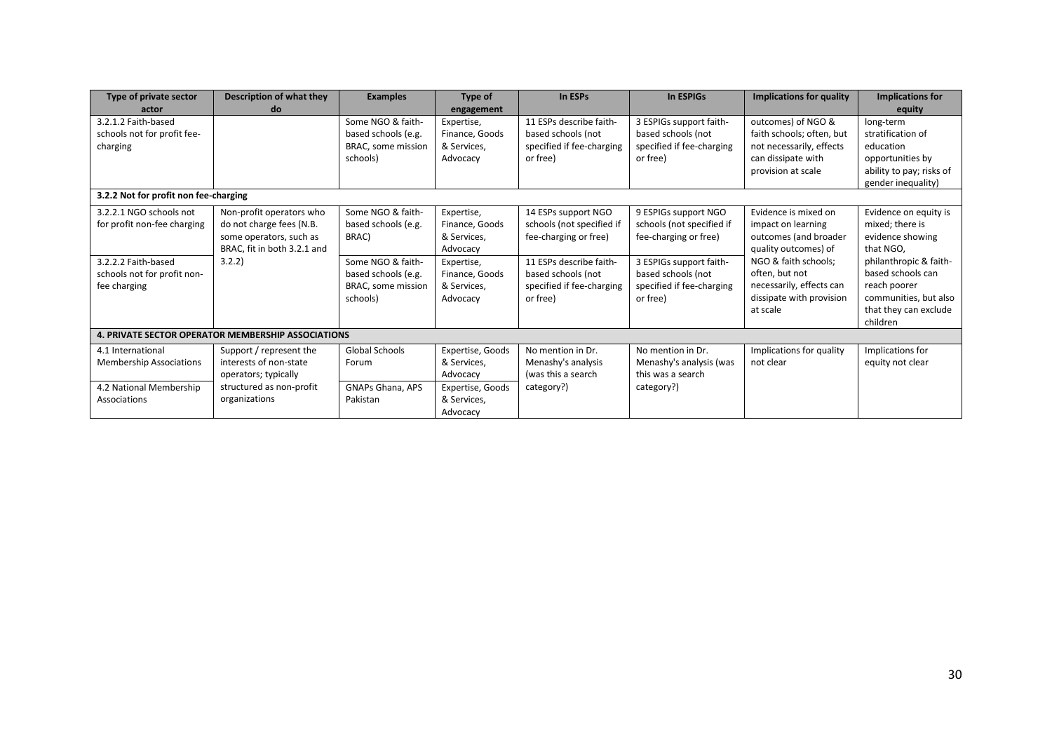| Type of private sector actor | Description of what they do | Examples | Type of engagement | In ESPs | In ESPIGs | Implications for quality | Implications for equity |
|---|---|---|---|---|---|---|---|
| 3.2.1.2 Faith-based schools not for profit fee-charging | | Some NGO & faith-based schools (e.g. BRAC, some mission schools) | Expertise, Finance, Goods & Services, Advocacy | 11 ESPs describe faith-based schools (not specified if fee-charging or free) | 3 ESPIGs support faith-based schools (not specified if fee-charging or free) | outcomes) of NGO & faith schools; often, but not necessarily, effects can dissipate with provision at scale | long-term stratification of education opportunities by ability to pay; risks of gender inequality) |
| **3.2.2 Not for profit non fee-charging** | | | | | | | |
| 3.2.2.1 NGO schools not for profit non-fee charging | Non-profit operators who do not charge fees (N.B. some operators, such as BRAC, fit in both 3.2.1 and 3.2.2) | Some NGO & faith-based schools (e.g. BRAC) | Expertise, Finance, Goods & Services, Advocacy | 14 ESPs support NGO schools (not specified if fee-charging or free) | 9 ESPIGs support NGO schools (not specified if fee-charging or free) | Evidence is mixed on impact on learning outcomes (and broader quality outcomes) of NGO & faith schools; often, but not necessarily, effects can dissipate with provision at scale | Evidence on equity is mixed; there is evidence showing that NGO, philanthropic & faith-based schools can reach poorer communities, but also that they can exclude children |
| 3.2.2.2 Faith-based schools not for profit non-fee charging | | Some NGO & faith-based schools (e.g. BRAC, some mission schools) | Expertise, Finance, Goods & Services, Advocacy | 11 ESPs describe faith-based schools (not specified if fee-charging or free) | 3 ESPIGs support faith-based schools (not specified if fee-charging or free) | | |
| **4. PRIVATE SECTOR OPERATOR MEMBERSHIP ASSOCIATIONS** | | | | | | | |
| 4.1 International Membership Associations | Support / represent the interests of non-state operators; typically structured as non-profit organizations | Global Schools Forum | Expertise, Goods & Services, Advocacy | No mention in Dr. Menashy's analysis (was this a search category?) | No mention in Dr. Menashy's analysis (was this a search category?) | Implications for quality not clear | Implications for equity not clear |
| 4.2 National Membership Associations | | GNAPs Ghana, APS Pakistan | Expertise, Goods & Services, Advocacy | | | | |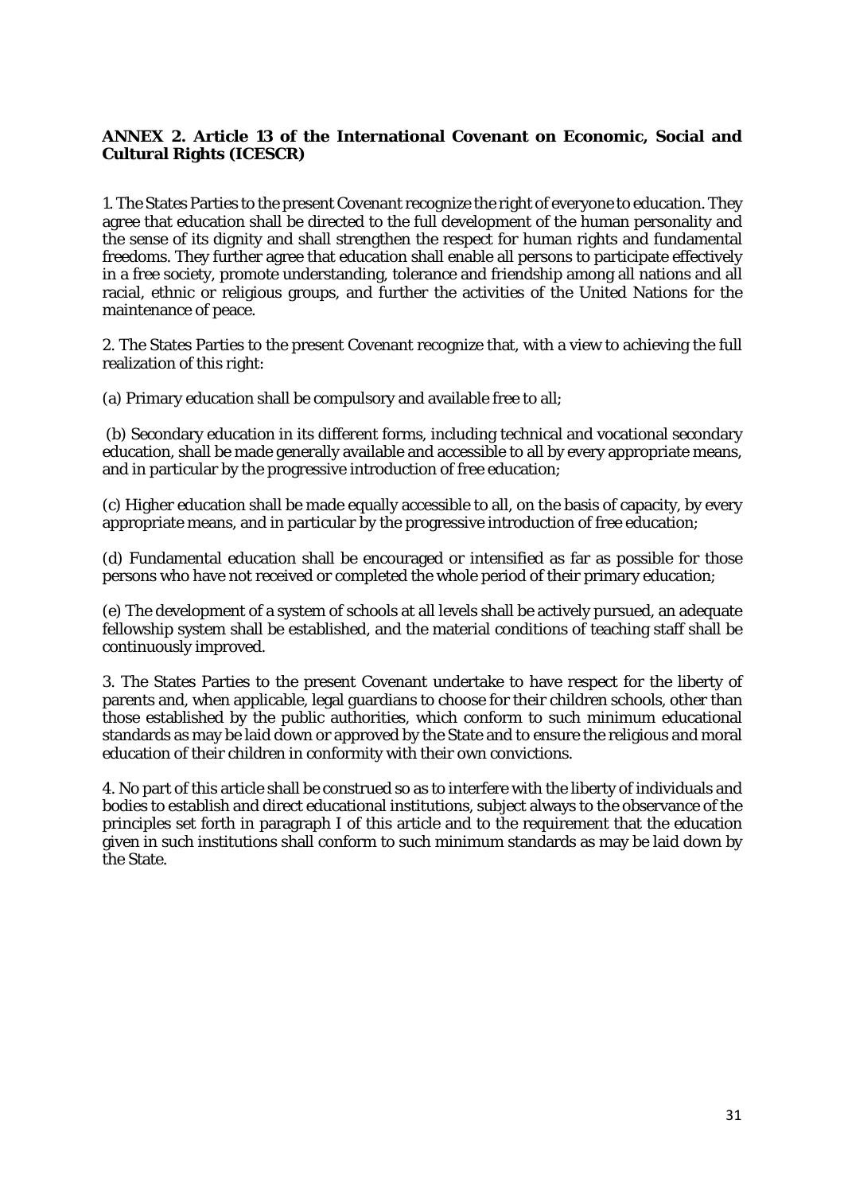**ANNEX 2. Article 13 of the International Covenant on Economic, Social and Cultural Rights (ICESCR)**

1. The States Parties to the present Covenant recognize the right of everyone to education. They agree that education shall be directed to the full development of the human personality and the sense of its dignity and shall strengthen the respect for human rights and fundamental freedoms. They further agree that education shall enable all persons to participate effectively in a free society, promote understanding, tolerance and friendship among all nations and all racial, ethnic or religious groups, and further the activities of the United Nations for the maintenance of peace.

2. The States Parties to the present Covenant recognize that, with a view to achieving the full realization of this right:

(a) Primary education shall be compulsory and available free to all;

(b) Secondary education in its different forms, including technical and vocational secondary education, shall be made generally available and accessible to all by every appropriate means, and in particular by the progressive introduction of free education;

(c) Higher education shall be made equally accessible to all, on the basis of capacity, by every appropriate means, and in particular by the progressive introduction of free education;

(d) Fundamental education shall be encouraged or intensified as far as possible for those persons who have not received or completed the whole period of their primary education;

(e) The development of a system of schools at all levels shall be actively pursued, an adequate fellowship system shall be established, and the material conditions of teaching staff shall be continuously improved.

3. The States Parties to the present Covenant undertake to have respect for the liberty of parents and, when applicable, legal guardians to choose for their children schools, other than those established by the public authorities, which conform to such minimum educational standards as may be laid down or approved by the State and to ensure the religious and moral education of their children in conformity with their own convictions.

4. No part of this article shall be construed so as to interfere with the liberty of individuals and bodies to establish and direct educational institutions, subject always to the observance of the principles set forth in paragraph I of this article and to the requirement that the education given in such institutions shall conform to such minimum standards as may be laid down by the State.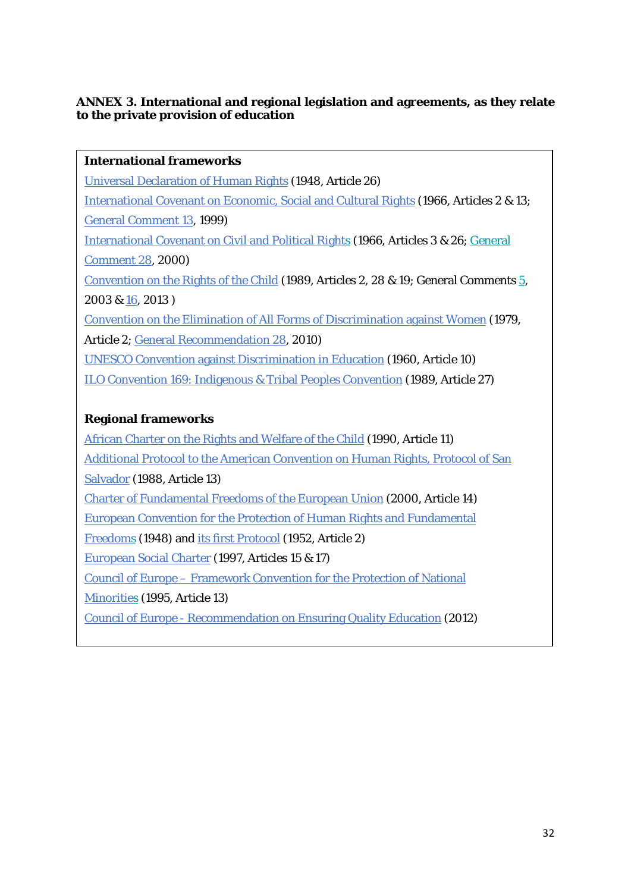**ANNEX 3. International and regional legislation and agreements, as they relate to the private provision of education**

**International frameworks**

Universal Declaration of Human Rights (1948, Article 26)

International Covenant on Economic, Social and Cultural Rights (1966, Articles 2 & 13; General Comment 13, 1999)

International Covenant on Civil and Political Rights (1966, Articles 3 & 26; General Comment 28, 2000)

Convention on the Rights of the Child (1989, Articles 2, 28 & 19; General Comments 5, 2003 & 16, 2013 )

Convention on the Elimination of All Forms of Discrimination against Women (1979, Article 2; General Recommendation 28, 2010)

UNESCO Convention against Discrimination in Education (1960, Article 10)

ILO Convention 169: Indigenous & Tribal Peoples Convention (1989, Article 27)

**Regional frameworks**

African Charter on the Rights and Welfare of the Child (1990, Article 11)

Additional Protocol to the American Convention on Human Rights, Protocol of San Salvador (1988, Article 13)

Charter of Fundamental Freedoms of the European Union (2000, Article 14)

European Convention for the Protection of Human Rights and Fundamental Freedoms (1948) and its first Protocol (1952, Article 2)

European Social Charter (1997, Articles 15 & 17)

Council of Europe – Framework Convention for the Protection of National Minorities (1995, Article 13)

Council of Europe - Recommendation on Ensuring Quality Education (2012)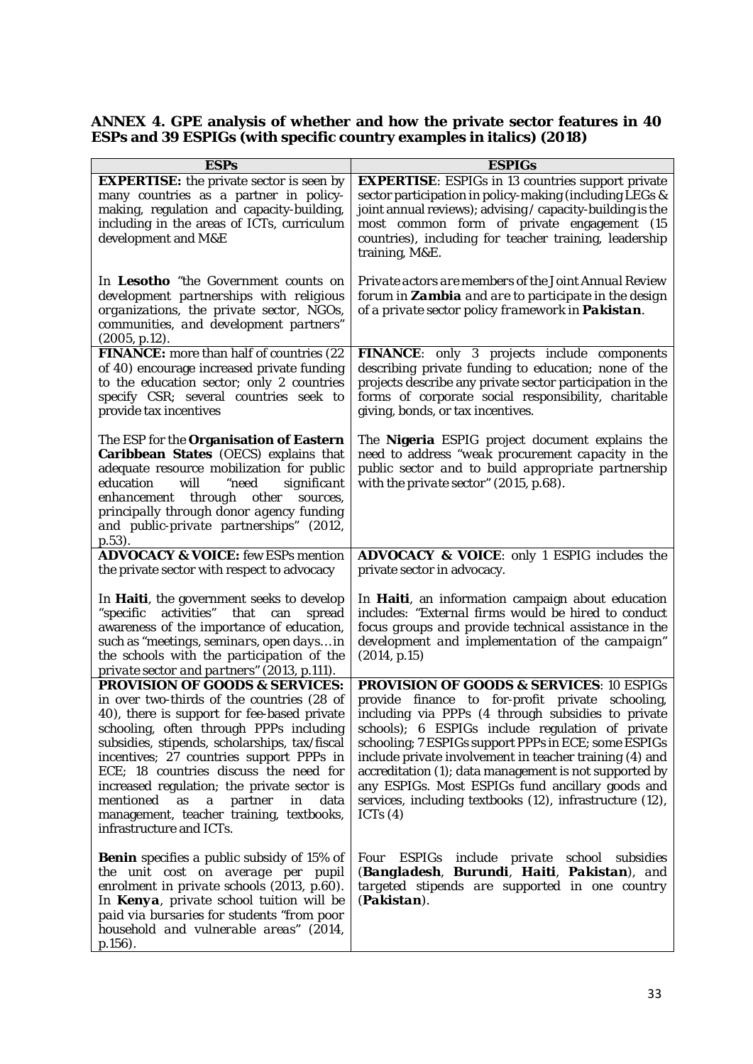**ANNEX 4. GPE analysis of whether and how the private sector features in 40 ESPs and 39 ESPIGs (with specific country examples in italics) (2018)**

| ESPs | ESPIGs |
|---|---|
| **EXPERTISE:** the private sector is seen by many countries as a partner in policy-making, regulation and capacity-building, including in the areas of ICTs, curriculum development and M&E<br><br>In **Lesotho** *"the Government counts on development partnerships with religious organizations, the private sector, NGOs, communities, and development partners" (2005, p.12).* | **EXPERTISE**: ESPIGs in 13 countries support private sector participation in policy-making (including LEGs & joint annual reviews); advising / capacity-building is the most common form of private engagement (15 countries), including for teacher training, leadership training, M&E.<br><br>*Private actors are members of the Joint Annual Review forum in* ***Zambia*** *and are to participate in the design of a private sector policy framework in* ***Pakistan****.* |
| **FINANCE:** more than half of countries (22 of 40) encourage increased private funding to the education sector; only 2 countries specify CSR; several countries seek to provide tax incentives<br><br>The ESP for the **Organisation of Eastern Caribbean States** (OECS) explains that adequate resource mobilization for public education will *"need significant enhancement through other sources, principally through donor agency funding and public-private partnerships" (2012, p.53).* | **FINANCE**: only 3 projects include components describing private funding to education; none of the projects describe any private sector participation in the forms of corporate social responsibility, charitable giving, bonds, or tax incentives.<br><br>The **Nigeria** ESPIG project document explains the need to address *"weak procurement capacity in the public sector and to build appropriate partnership with the private sector" (2015, p.68).* |
| **ADVOCACY & VOICE:** few ESPs mention the private sector with respect to advocacy<br><br>In **Haiti**, the government seeks to develop "specific activities" that can spread awareness of the importance of education, such as *"meetings, seminars, open days…in the schools with the participation of the private sector and partners" (2013, p.111).* | **ADVOCACY & VOICE**: only 1 ESPIG includes the private sector in advocacy.<br><br>In **Haiti**, an information campaign about education includes: *"External firms would be hired to conduct focus groups and provide technical assistance in the development and implementation of the campaign" (2014, p.15)* |
| **PROVISION OF GOODS & SERVICES:** in over two-thirds of the countries (28 of 40), there is support for fee-based private schooling, often through PPPs including subsidies, stipends, scholarships, tax/fiscal incentives; 27 countries support PPPs in ECE; 18 countries discuss the need for increased regulation; the private sector is mentioned as a partner in data management, teacher training, textbooks, infrastructure and ICTs.<br><br>**Benin** *specifies a public subsidy of 15% of the unit cost on average per pupil enrolment in private schools (2013, p.60).* In **Kenya**, *private school tuition will be paid via bursaries for students "from poor household and vulnerable areas" (2014, p.156).* | **PROVISION OF GOODS & SERVICES**: 10 ESPIGs provide finance to for-profit private schooling, including via PPPs (4 through subsidies to private schools); 6 ESPIGs include regulation of private schooling; 7 ESPIGs support PPPs in ECE; some ESPIGs include private involvement in teacher training (4) and accreditation (1); data management is not supported by any ESPIGs. Most ESPIGs fund ancillary goods and services, including textbooks (12), infrastructure (12), ICTs (4)<br><br>*Four ESPIGs include private school subsidies (****Bangladesh****,* ***Burundi****,* ***Haiti****,* ***Pakistan****), and targeted stipends are supported in one country (****Pakistan****).* |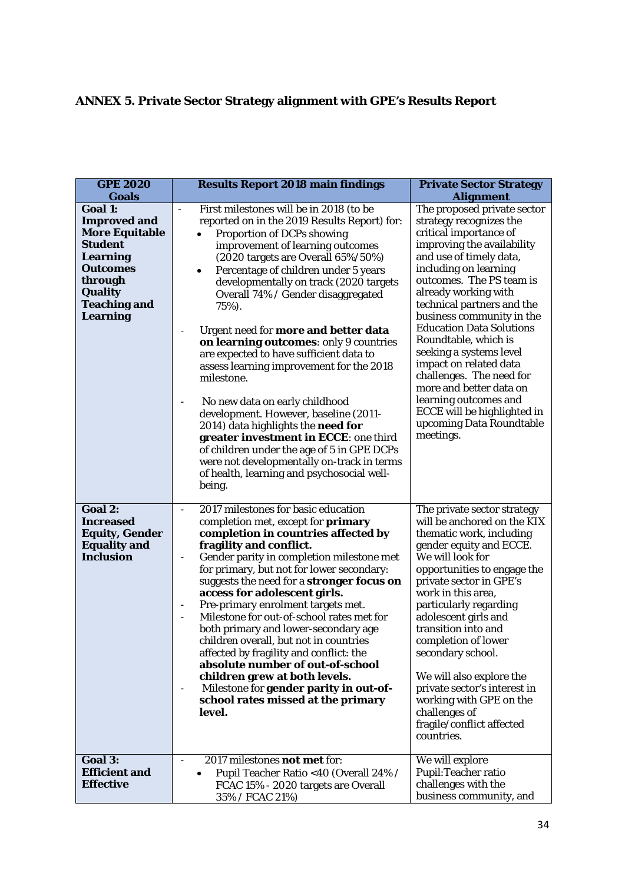## ANNEX 5. Private Sector Strategy alignment with GPE's Results Report

| GPE 2020 Goals | Results Report 2018 main findings | Private Sector Strategy Alignment |
|---|---|---|
| **Goal 1: Improved and More Equitable Student Learning Outcomes through Quality Teaching and Learning** | - First milestones will be in 2018 (to be reported on in the 2019 Results Report) for: <br>• Proportion of DCPs showing improvement of learning outcomes (2020 targets are Overall 65%/50%) <br>• Percentage of children under 5 years developmentally on track (2020 targets Overall 74% / Gender disaggregated 75%). <br><br>- Urgent need for **more and better data on learning outcomes**: only 9 countries are expected to have sufficient data to assess learning improvement for the 2018 milestone. <br><br>- No new data on early childhood development. However, baseline (2011-2014) data highlights the **need for greater investment in ECCE**: one third of children under the age of 5 in GPE DCPs were not developmentally on-track in terms of health, learning and psychosocial well-being. | The proposed private sector strategy recognizes the critical importance of improving the availability and use of timely data, including on learning outcomes. The PS team is already working with technical partners and the business community in the Education Data Solutions Roundtable, which is seeking a systems level impact on related data challenges. The need for more and better data on learning outcomes and ECCE will be highlighted in upcoming Data Roundtable meetings. |
| **Goal 2: Increased Equity, Gender Equality and Inclusion** | - 2017 milestones for basic education completion met, except for **primary completion in countries affected by fragility and conflict.** <br>- Gender parity in completion milestone met for primary, but not for lower secondary: suggests the need for a **stronger focus on access for adolescent girls.** <br>- Pre-primary enrolment targets met. <br>- Milestone for out-of-school rates met for both primary and lower-secondary age children overall, but not in countries affected by fragility and conflict: the **absolute number of out-of-school children grew at both levels.** <br>- Milestone for **gender parity in out-of-school rates missed at the primary level.** | The private sector strategy will be anchored on the KIX thematic work, including gender equity and ECCE. We will look for opportunities to engage the private sector in GPE's work in this area, particularly regarding adolescent girls and transition into and completion of lower secondary school. <br><br>We will also explore the private sector's interest in working with GPE on the challenges of fragile/conflict affected countries. |
| **Goal 3: Efficient and Effective** | - 2017 milestones **not met** for: <br>• Pupil Teacher Ratio <40 (Overall 24% / FCAC 15% - 2020 targets are Overall 35% / FCAC 21%) | We will explore Pupil:Teacher ratio challenges with the business community, and |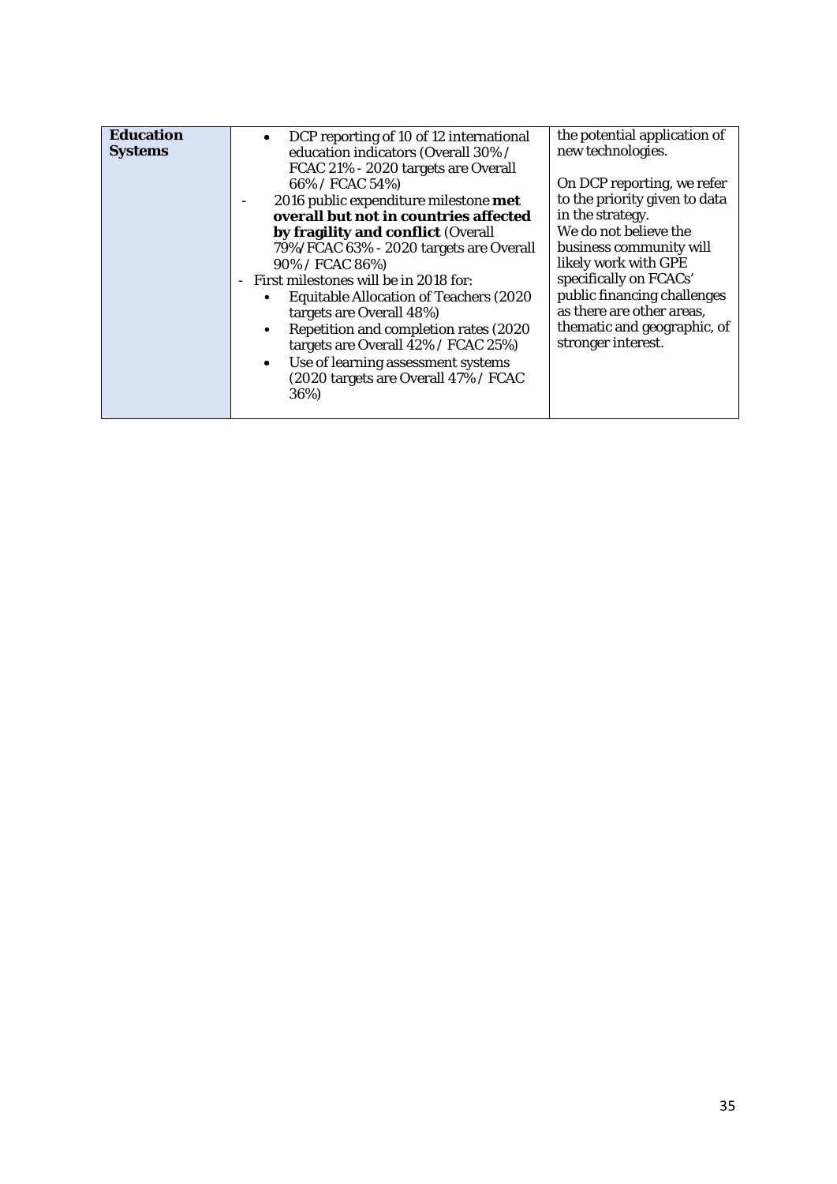| | | |
|---|---|---|
| **Education Systems** | • DCP reporting of 10 of 12 international education indicators (Overall 30% / FCAC 21% - 2020 targets are Overall 66% / FCAC 54%)<br>- 2016 public expenditure milestone **met overall but not in countries affected by fragility and conflict** (Overall 79%/FCAC 63% - 2020 targets are Overall 90% / FCAC 86%)<br>- First milestones will be in 2018 for:<br>• Equitable Allocation of Teachers (2020 targets are Overall 48%)<br>• Repetition and completion rates (2020 targets are Overall 42% / FCAC 25%)<br>• Use of learning assessment systems (2020 targets are Overall 47% / FCAC 36%) | the potential application of new technologies.<br><br>On DCP reporting, we refer to the priority given to data in the strategy.<br>We do not believe the business community will likely work with GPE specifically on FCACs' public financing challenges as there are other areas, thematic and geographic, of stronger interest. |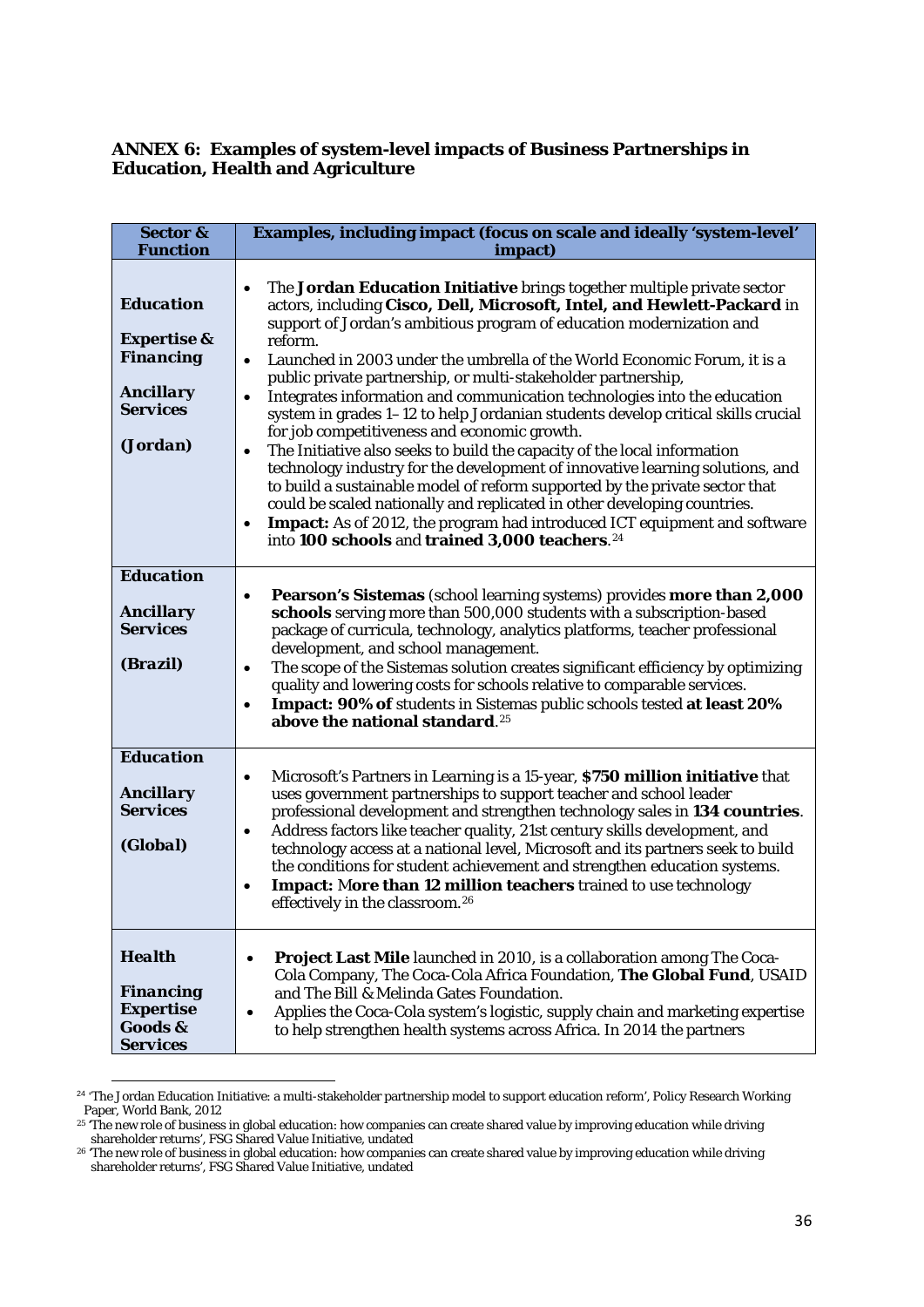## ANNEX 6: Examples of system-level impacts of Business Partnerships in Education, Health and Agriculture

| Sector & Function | Examples, including impact (focus on scale and ideally 'system-level' impact) |
|---|---|
| ***Education*** <br><br> ***Expertise & Financing*** <br><br> ***Ancillary Services*** <br><br> ***(Jordan)*** | • The **Jordan Education Initiative** brings together multiple private sector actors, including **Cisco, Dell, Microsoft, Intel, and Hewlett-Packard** in support of Jordan's ambitious program of education modernization and reform. <br> • Launched in 2003 under the umbrella of the World Economic Forum, it is a public private partnership, or multi-stakeholder partnership, <br> • Integrates information and communication technologies into the education system in grades 1–12 to help Jordanian students develop critical skills crucial for job competitiveness and economic growth. <br> • The Initiative also seeks to build the capacity of the local information technology industry for the development of innovative learning solutions, and to build a sustainable model of reform supported by the private sector that could be scaled nationally and replicated in other developing countries. <br> • **Impact:** As of 2012, the program had introduced ICT equipment and software into **100 schools** and **trained 3,000 teachers**.[24] |
| ***Education*** <br><br> ***Ancillary Services*** <br><br> ***(Brazil)*** | • **Pearson's Sistemas** (school learning systems) provides **more than 2,000 schools** serving more than 500,000 students with a subscription-based package of curricula, technology, analytics platforms, teacher professional development, and school management. <br> • The scope of the Sistemas solution creates significant efficiency by optimizing quality and lowering costs for schools relative to comparable services. <br> • **Impact: 90% of** students in Sistemas public schools tested **at least 20% above the national standard**.[25] |
| ***Education*** <br><br> ***Ancillary Services*** <br><br> ***(Global)*** | • Microsoft's Partners in Learning is a 15-year, **$750 million initiative** that uses government partnerships to support teacher and school leader professional development and strengthen technology sales in **134 countries**. <br> • Address factors like teacher quality, 21st century skills development, and technology access at a national level, Microsoft and its partners seek to build the conditions for student achievement and strengthen education systems. <br> • **Impact:** M**ore than 12 million teachers** trained to use technology effectively in the classroom.[26] |
| ***Health*** <br><br> ***Financing Expertise Goods & Services*** | • **Project Last Mile** launched in 2010, is a collaboration among The Coca-Cola Company, The Coca-Cola Africa Foundation, **The Global Fund**, USAID and The Bill & Melinda Gates Foundation. <br> • Applies the Coca-Cola system's logistic, supply chain and marketing expertise to help strengthen health systems across Africa. In 2014 the partners |

[24] 'The Jordan Education Initiative: a multi-stakeholder partnership model to support education reform', Policy Research Working Paper, World Bank, 2012

[25] 'The new role of business in global education: how companies can create shared value by improving education while driving shareholder returns', FSG Shared Value Initiative, undated

[26] 'The new role of business in global education: how companies can create shared value by improving education while driving shareholder returns', FSG Shared Value Initiative, undated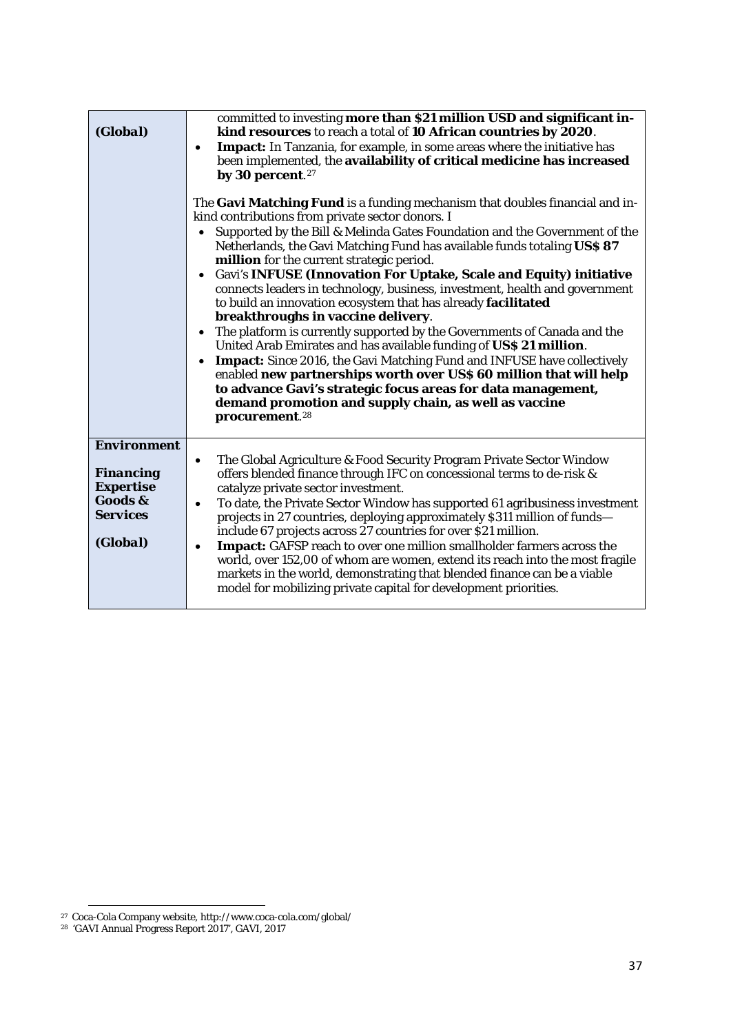| | |
|---|---|
| **(Global)** | committed to investing **more than $21 million USD and significant in-kind resources** to reach a total of **10 African countries by 2020**.<br>• **Impact:** In Tanzania, for example, in some areas where the initiative has been implemented, the **availability of critical medicine has increased by 30 percent**.[27]<br><br>The **Gavi Matching Fund** is a funding mechanism that doubles financial and in-kind contributions from private sector donors. I<br>• Supported by the Bill & Melinda Gates Foundation and the Government of the Netherlands, the Gavi Matching Fund has available funds totaling **US$ 87 million** for the current strategic period.<br>• Gavi's **INFUSE (Innovation For Uptake, Scale and Equity) initiative** connects leaders in technology, business, investment, health and government to build an innovation ecosystem that has already **facilitated breakthroughs in vaccine delivery**.<br>• The platform is currently supported by the Governments of Canada and the United Arab Emirates and has available funding of **US$ 21 million**.<br>• **Impact:** Since 2016, the Gavi Matching Fund and INFUSE have collectively enabled **new partnerships worth over US$ 60 million that will help to advance Gavi's strategic focus areas for data management, demand promotion and supply chain, as well as vaccine procurement**.[28] |
| **Environment**<br><br>**Financing**<br>**Expertise**<br>**Goods & Services**<br><br>**(Global)** | • The Global Agriculture & Food Security Program Private Sector Window offers blended finance through IFC on concessional terms to de-risk & catalyze private sector investment.<br>• To date, the Private Sector Window has supported 61 agribusiness investment projects in 27 countries, deploying approximately $311 million of funds—include 67 projects across 27 countries for over $21 million.<br>• **Impact:** GAFSP reach to over one million smallholder farmers across the world, over 152,00 of whom are women, extend its reach into the most fragile markets in the world, demonstrating that blended finance can be a viable model for mobilizing private capital for development priorities. |

[27] Coca-Cola Company website, http://www.coca-cola.com/global/

[28] 'GAVI Annual Progress Report 2017', GAVI, 2017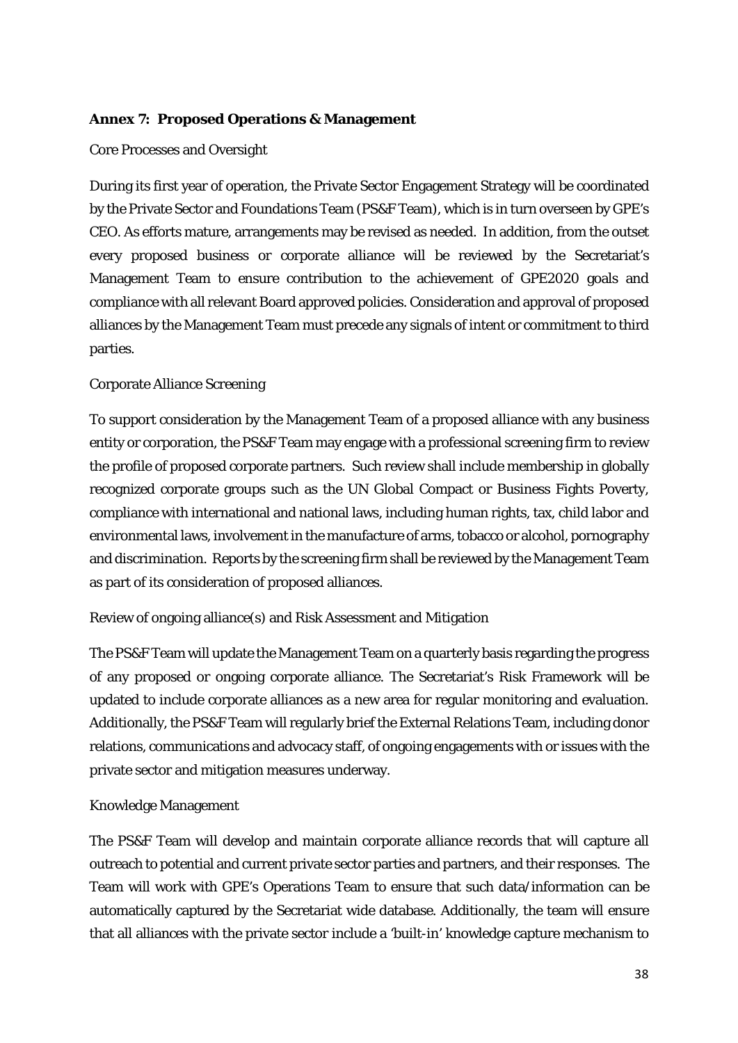**Annex 7: Proposed Operations & Management**

Core Processes and Oversight

During its first year of operation, the Private Sector Engagement Strategy will be coordinated by the Private Sector and Foundations Team (PS&F Team), which is in turn overseen by GPE's CEO. As efforts mature, arrangements may be revised as needed. In addition, from the outset every proposed business or corporate alliance will be reviewed by the Secretariat's Management Team to ensure contribution to the achievement of GPE2020 goals and compliance with all relevant Board approved policies. Consideration and approval of proposed alliances by the Management Team must precede any signals of intent or commitment to third parties.

Corporate Alliance Screening

To support consideration by the Management Team of a proposed alliance with any business entity or corporation, the PS&F Team may engage with a professional screening firm to review the profile of proposed corporate partners. Such review shall include membership in globally recognized corporate groups such as the UN Global Compact or Business Fights Poverty, compliance with international and national laws, including human rights, tax, child labor and environmental laws, involvement in the manufacture of arms, tobacco or alcohol, pornography and discrimination. Reports by the screening firm shall be reviewed by the Management Team as part of its consideration of proposed alliances.

Review of ongoing alliance(s) and Risk Assessment and Mitigation

The PS&F Team will update the Management Team on a quarterly basis regarding the progress of any proposed or ongoing corporate alliance. The Secretariat's Risk Framework will be updated to include corporate alliances as a new area for regular monitoring and evaluation. Additionally, the PS&F Team will regularly brief the External Relations Team, including donor relations, communications and advocacy staff, of ongoing engagements with or issues with the private sector and mitigation measures underway.

Knowledge Management

The PS&F Team will develop and maintain corporate alliance records that will capture all outreach to potential and current private sector parties and partners, and their responses. The Team will work with GPE's Operations Team to ensure that such data/information can be automatically captured by the Secretariat wide database. Additionally, the team will ensure that all alliances with the private sector include a 'built-in' knowledge capture mechanism to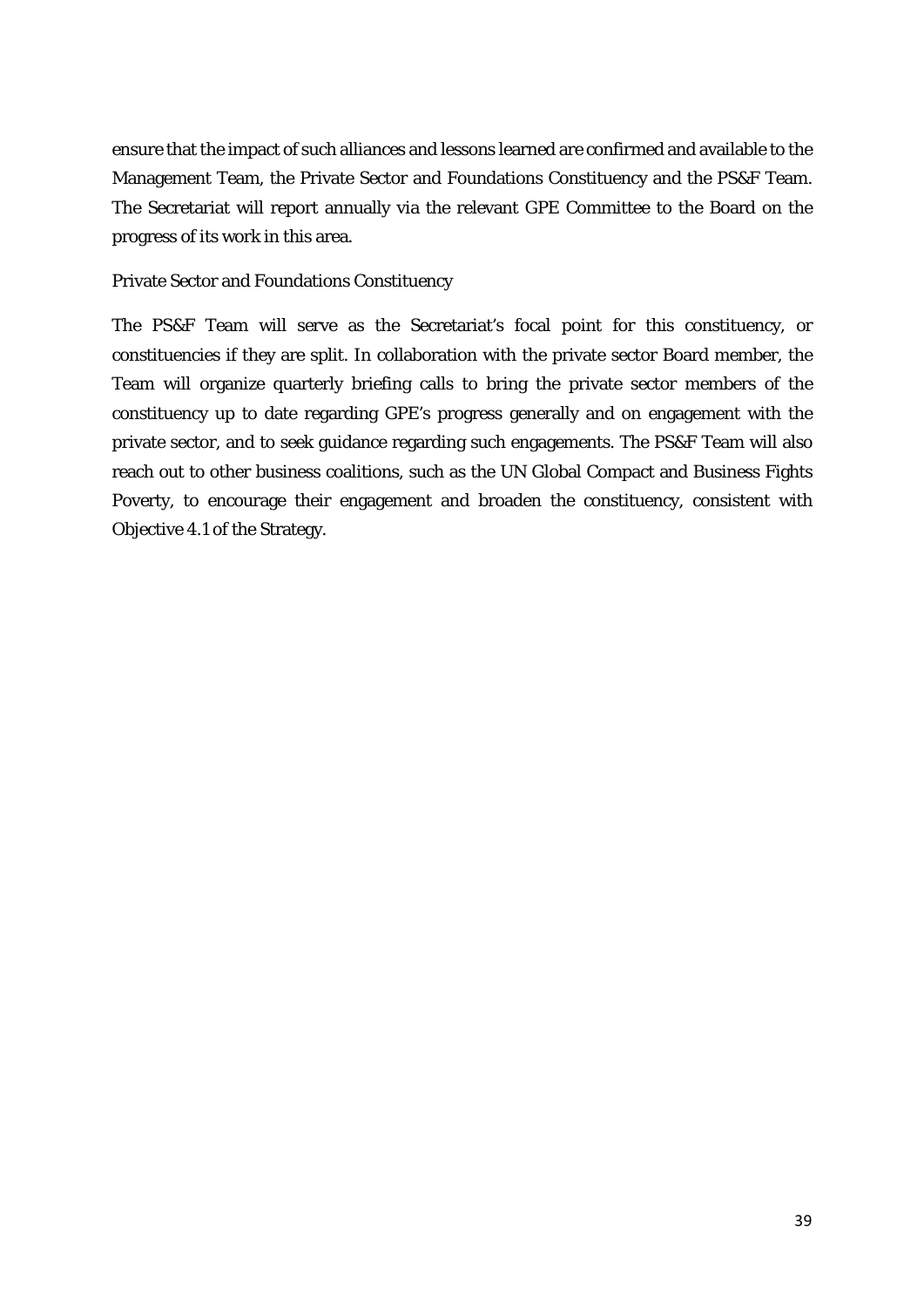ensure that the impact of such alliances and lessons learned are confirmed and available to the Management Team, the Private Sector and Foundations Constituency and the PS&F Team. The Secretariat will report annually via the relevant GPE Committee to the Board on the progress of its work in this area.

Private Sector and Foundations Constituency

The PS&F Team will serve as the Secretariat's focal point for this constituency, or constituencies if they are split. In collaboration with the private sector Board member, the Team will organize quarterly briefing calls to bring the private sector members of the constituency up to date regarding GPE's progress generally and on engagement with the private sector, and to seek guidance regarding such engagements. The PS&F Team will also reach out to other business coalitions, such as the UN Global Compact and Business Fights Poverty, to encourage their engagement and broaden the constituency, consistent with Objective 4.1 of the Strategy.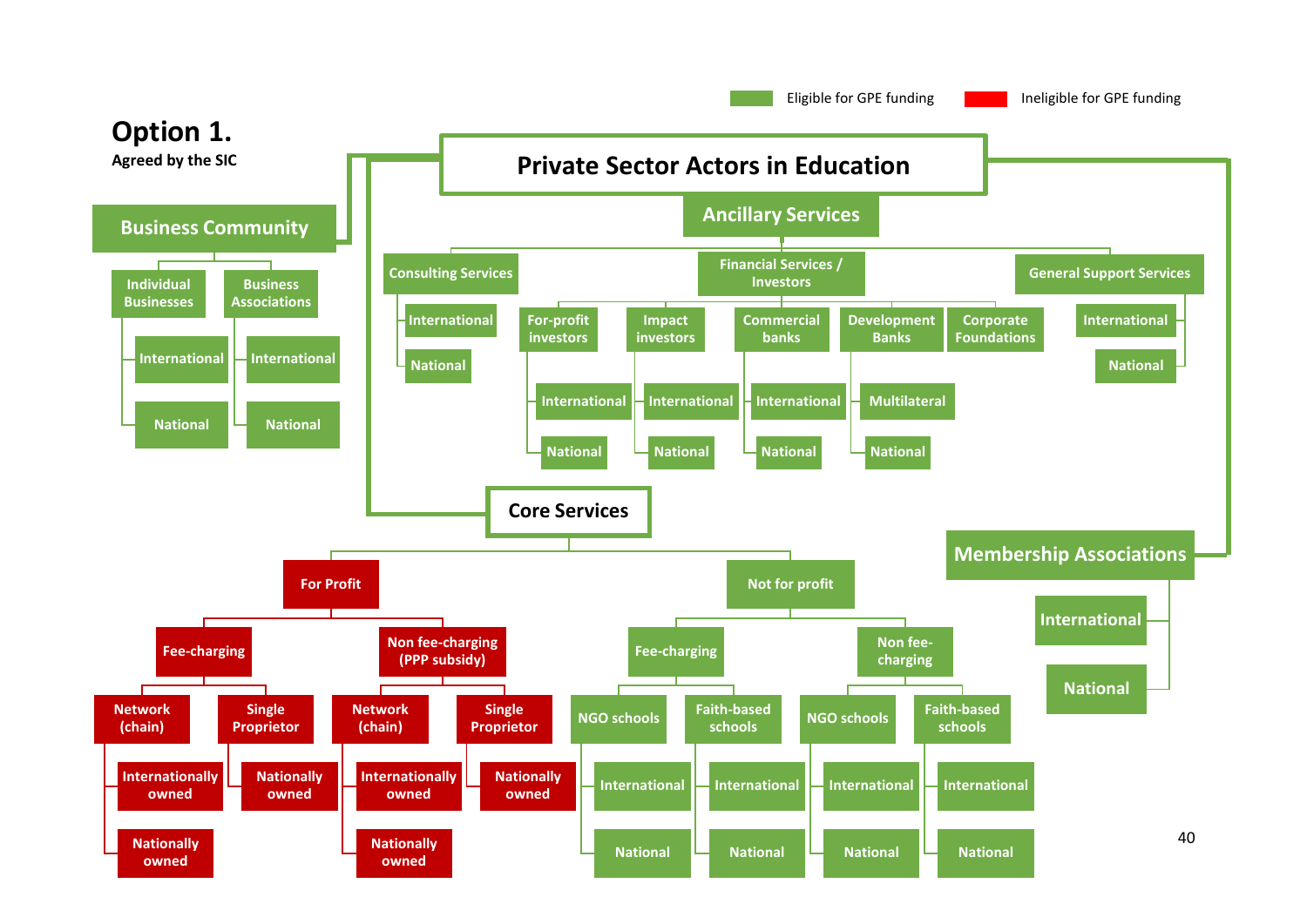# Option 1.

Agreed by the SIC

Eligible for GPE funding (green) | Ineligible for GPE funding (red)

## Private Sector Actors in Education

- **Business Community**
  - Individual Businesses
    - International
    - National
  - Business Associations
    - International
    - National
- **Ancillary Services**
  - Consulting Services
    - International
    - National
  - Financial Services / Investors
    - For-profit investors
      - International
      - National
    - Impact investors
      - International
      - National
    - Commercial banks
      - International
      - National
    - Development Banks
      - Multilateral
      - National
    - Corporate Foundations
  - General Support Services
    - International
    - National
- **Core Services**
  - For Profit (ineligible)
    - Fee-charging
      - Network (chain)
        - Internationally owned
        - Nationally owned
      - Single Proprietor
        - Nationally owned
    - Non fee-charging (PPP subsidy)
      - Network (chain)
        - Internationally owned
        - Nationally owned
      - Single Proprietor
        - Nationally owned
  - Not for profit
    - Fee-charging
      - NGO schools
        - International
        - National
      - Faith-based schools
        - International
        - National
    - Non fee-charging
      - NGO schools
        - International
        - National
      - Faith-based schools
        - International
        - National
- **Membership Associations**
  - International
  - National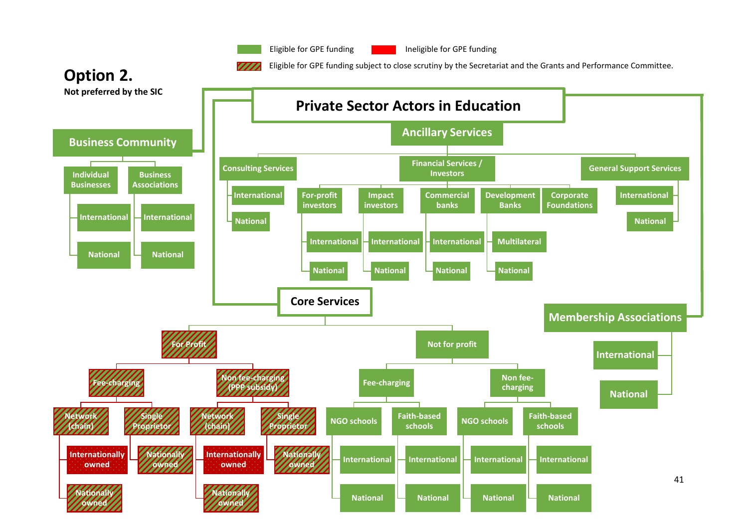Eligible for GPE funding

Ineligible for GPE funding

Eligible for GPE funding subject to close scrutiny by the Secretariat and the Grants and Performance Committee.

## Option 2.

**Not preferred by the SIC**

Private Sector Actors in Education

Business Community

Individual Businesses

International

National

Business Associations

International

National

Ancillary Services

Consulting Services

International

National

Financial Services / Investors

For-profit investors

International

National

Impact investors

International

National

Commercial banks

International

National

Development Banks

Multilateral

National

Corporate Foundations

General Support Services

International

National

Core Services

For Profit

Fee-charging

Network (chain)

Internationally owned

Nationally owned

Single Proprietor

Nationally owned

Non fee-charging (PPP subsidy)

Network (chain)

Internationally owned

Nationally owned

Single Proprietor

Nationally owned

Not for profit

Fee-charging

NGO schools

International

National

Faith-based schools

International

National

Non fee-charging

NGO schools

International

National

Faith-based schools

International

National

Membership Associations

International

National